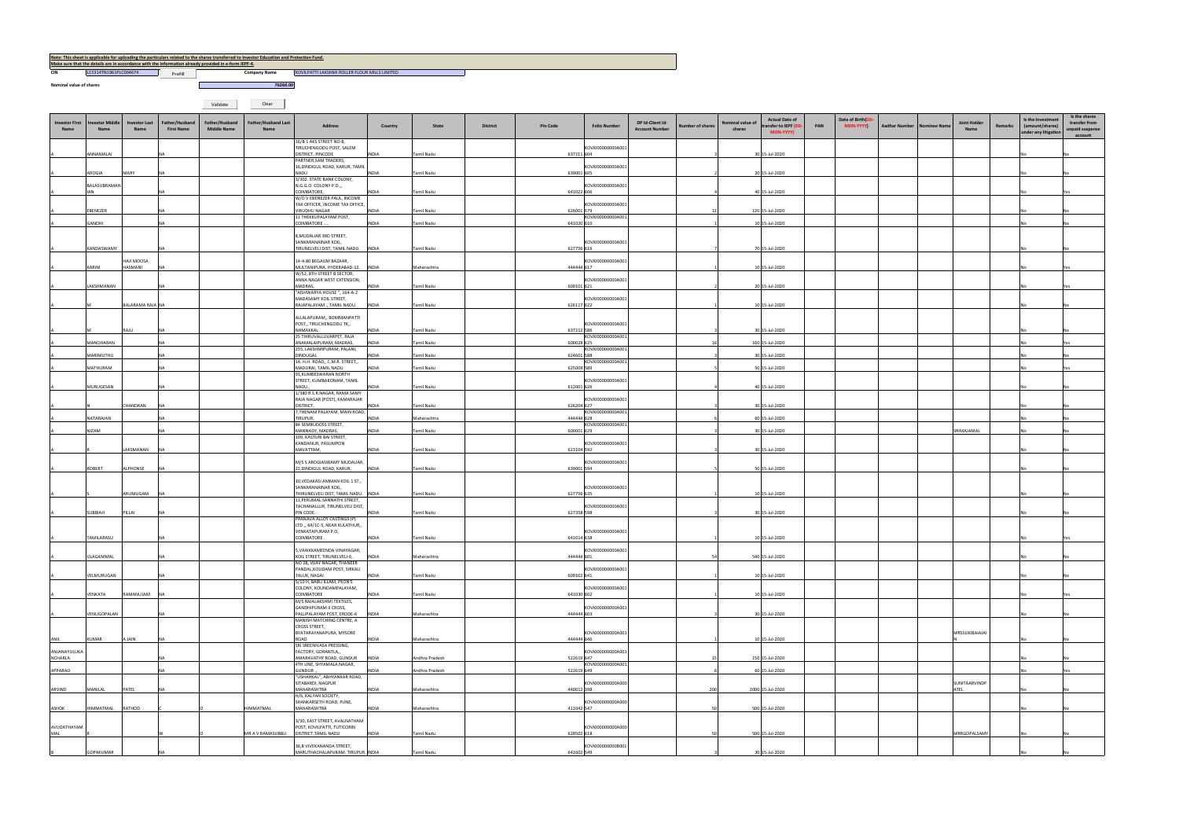**Note: This sheet is applicable for uploading the particulars related to the shares transferred to Investor Education and Protection Fund.**
**Make sure that the details are in accordance with the information already provided in e-form IEPF-4.**

CIN: L15314TN1961PLC004674 | Prefill | Company Name: KOVILPATTI LAKSHMI ROLLER FLOUR MILLS LIMITED

Nominal value of shares: 76260.00

Validate | Clear

| Investor First Name | Investor Middle Name | Investor Last Name | Father/Husband First Name | Father/Husband Middle Name | Father/Husband Last Name | Address | Country | State | District | Pin Code | Folio Number | DP Id-Client Id-Account Number | Number of shares | Nominal value of shares | Actual Date of transfer to IEPF (DD-MON-YYYY) | PAN | Date of Birth(DD-MON-YYYY) | Aadhar Number | Nominee Name | Joint Holder Name | Remarks | Is the Investment (amount/shares) under any litigation | Is the shares transfer from unpaid suspense account |
|---|---|---|---|---|---|---|---|---|---|---|---|---|---|---|---|---|---|---|---|---|---|---|---|
| A | ANNAMALAI | | NA | | | 16/B 1 AKS STREET NO:8, TIRUCHENGODU POST, SALEM DISTRICT, PINCODE | INDIA | Tamil Nadu | | 637211 | KOVI000000000A001604 | | 3 | 30 | 15-Jul-2020 | | | | | | | No | No |
| A | AROGIA | MARY | NA | | | PARTNER,SAM TRADERS, 16,DINDIGUL ROAD, KARUR, TAMIL NADU | INDIA | Tamil Nadu | | 639001 | KOVI000000000A001605 | | 2 | 20 | 15-Jul-2020 | | | | | | | No | No |
| A | BALASUBRAMANIAN | | NA | | | 3/302. STATE BANK COLONY, N.G.G.O. COLONY P.O., COIMBATORE, | INDIA | Tamil Nadu | | 641022 | KOVI000000000A001606 | | 4 | 40 | 15-Jul-2020 | | | | | | | No | Yes |
| A | EBENEZER | | NA | | | W/O V EBENEZER PAUL, INCOME TAX OFFICER, INCOME TAX OFFICE, VIRUDHU NAGAR | INDIA | Tamil Nadu | | 626001 | KOVI000000000A001579 | | 12 | 120 | 15-Jul-2020 | | | | | | | No | No |
| A | GANDHI | | NA | | | 11 THEKKUPALAYAM POST, COIMBATORE ., | INDIA | Tamil Nadu | | 641020 | KOVI000000000A001610 | | 1 | 10 | 15-Jul-2020 | | | | | | | No | No |
| A | KANDASWAMY | | NA | | | 8,MUDALIAR 3RD STREET, SANKARANAINAR KOIL, TIRUNELVELI DIST, TAMIL NADU. | INDIA | Tamil Nadu | | 627756 | KOVI000000000A001616 | | 7 | 70 | 15-Jul-2020 | | | | | | | No | No |
| A | KARIM | HAJI MOOSA HASMANI | NA | | | 14-4-80 BEGAUM BAZAAR, MULTANIPURA, HYDERABAD-12, | INDIA | Maharashtra | | 444444 | KOVI000000000A001617 | | 1 | 10 | 15-Jul-2020 | | | | | | | No | Yes |
| A | LAKSHMANAN | | NA | | | W/52, 8TH STREET B SECTOR, ANNA NAGAR WEST EXTENSION, MADRAS. | INDIA | Tamil Nadu | | 600101 | KOVI000000000A001621 | | 2 | 20 | 15-Jul-2020 | | | | | | | No | Yes |
| A | M | BALARAMA RAJA | NA | | | "AISHWARYA HOUSE ", 164-A-2 MADASAMY KOIL STREET, RAJAPALAYAM ., TAMIL NADU. | INDIA | Tamil Nadu | | 626117 | KOVI000000000A001622 | | 1 | 10 | 15-Jul-2020 | | | | | | | No | No |
| A | M | RAJU | NA | | | ALLALAPURAM,, BOMMANPATTI POST,, TIRUCHENGODU TK,, NAMAKKAL | INDIA | Tamil Nadu | | 637212 | KOVI000000000A001586 | | 3 | 30 | 15-Jul-2020 | | | | | | | No | No |
| A | MANOHARAN | | NA | | | 25 THIRUVALLUVARPET, RAJA ANAMALAIPURAM, MADRAS, | INDIA | Tamil Nadu | | 600028 | KOVI000000000A001625 | | 16 | 160 | 15-Jul-2020 | | | | | | | No | Yes |
| A | MARIMUTHU | | NA | | | 255, LAKSHMIPURAM, PALANI, DINDUGAL | INDIA | Tamil Nadu | | 624601 | KOVI000000000A001588 | | 3 | 30 | 15-Jul-2020 | | | | | | | No | No |
| A | MATHURAM | | NA | | | 14, H.H. ROAD,, C.M.R. STREET,, MADURAI, TAMIL NADU | INDIA | Tamil Nadu | | 625009 | KOVI000000000A001589 | | 5 | 50 | 15-Jul-2020 | | | | | | | No | Yes |
| A | MURUGESAN | | NA | | | 91,KUMBESWARAN NORTH STREET, KUMBAKONAM, TAMIL NADU., | INDIA | Tamil Nadu | | 612001 | KOVI000000000A001626 | | 4 | 40 | 15-Jul-2020 | | | | | | | No | No |
| A | N | CHANDRAN | NA | | | 1/380 R.S.R.NAGAR, RAMA SAMY RAJA NAGAR (POST), KAMARAJAR DISTRICT, | INDIA | Tamil Nadu | | 626204 | KOVI000000000A001627 | | 3 | 30 | 15-Jul-2020 | | | | | | | No | No |
| A | NATARAJAN | | NA | | | 7,THENAM PALAYAM, MAIN ROAD, TIRUPUR, | INDIA | Maharashtra | | 444444 | KOVI000000000A001628 | | 6 | 60 | 15-Jul-2020 | | | | | | | No | No |
| A | NIZAM | | NA | | | 84 SEMBUDOSS STREET, MANNADY, MADRAS, | INDIA | Tamil Nadu | | 600001 | KOVI000000000A001629 | | 3 | 30 | 15-Jul-2020 | | | | | SRIMAJAMAL | | No | No |
| A | R | LAKSMANAN | NA | | | 109, KASTURI BAI STREET, KANDANUR, PASUMPON MAVATTAM, | INDIA | Tamil Nadu | | 623104 | KOVI000000000A001592 | | 3 | 30 | 15-Jul-2020 | | | | | | | No | No |
| A | ROBERT | ALPHONSE | NA | | | M/S S AROGIASWAMY MUDALIAR, 22,DINDIGUL ROAD, KARUR, | INDIA | Tamil Nadu | | 639001 | KOVI000000000A001594 | | 5 | 50 | 15-Jul-2020 | | | | | | | No | No |
| A | S | ARUMUGAM | NA | | | 10,VEDAKASI AMMAN KOIL 1 ST., SANKARANAINAR KOIL, THIRUNELVELI DIST, TAMIL NADU. | INDIA | Tamil Nadu | | 627756 | KOVI000000000A001635 | | 1 | 10 | 15-Jul-2020 | | | | | | | No | No |
| A | SUBBIAH | PILLAI | NA | | | 11,PERUMAL SANNATHI STREET, TACHANALLUR, TIRUNELVELI DIST, PIN CODE: | INDIA | Tamil Nadu | | 627358 | KOVI000000000A001598 | | 3 | 30 | 15-Jul-2020 | | | | | | | No | No |
| A | TAMILARASU | | NA | | | PRANAVA ALLOY CASTINGS (P) LTD.,, 64/1C-5, NEAR KULATHUR,, VENKATAPURAM P.O, COIMBATORE . | INDIA | Tamil Nadu | | 641014 | KOVI000000000A001638 | | 1 | 10 | 15-Jul-2020 | | | | | | | No | Yes |
| A | ULAGAMMAL | | NA | | | 5,VAAKKAMEENDA VINAYAGAR, KOIL STREET, TIRUNELVELI-6, | INDIA | Maharashtra | | 444444 | KOVI000000000A001601 | | 54 | 540 | 15-Jul-2020 | | | | | | | No | No |
| A | VELMURUGAN | | NA | | | NO 28, VIJAY NAGAR, THANEER PANDAL,KOUDAM POST, SIRKALI TALUK, NAGAI | INDIA | Tamil Nadu | | 609102 | KOVI000000000A001641 | | 1 | 10 | 15-Jul-2020 | | | | | | | No | No |
| A | VENKATA | RAMANUJAM | NA | | | 5/10 H, BABU ILLAM, PEON'S COLONY, KOUNDAMPALAYAM, COIMBATORE | INDIA | Tamil Nadu | | 641030 | KOVI000000000A001602 | | 1 | 10 | 15-Jul-2020 | | | | | | | No | Yes |
| A | VENUGOPALAN | | NA | | | M/S RAJALAKSHMI TEXTILES, GANDHIPURAM II CROSS, PALLIPALAYAM POST, ERODE-6 | INDIA | Maharashtra | | 444444 | KOVI000000000A001603 | | 3 | 30 | 15-Jul-2020 | | | | | | | No | No |
| ANIL | KUMAR | A JAIN | NA | | | MANISH MATCHING CENTRE, A CROSS STREET, BYATARAYANAPURA, MYSORE ROAD | INDIA | Maharashtra | | 444444 | KOVI000000000A001646 | | 1 | 10 | 15-Jul-2020 | | | | | MRSSUKIBAVAJAIN | | No | No |
| ANJANAYULUKANCHARLA | | | NA | | | SRI SREENIVASA PRESSING, FACTORY, GORANTLA,, AMARAVATHY ROAD, GUNDUR | INDIA | Andhra Pradesh | | 522619 | KOVI000000000A001647 | | 15 | 150 | 15-Jul-2020 | | | | | | | No | No |
| APPARAO | | | NA | | | 4TH LINE, SHYAMALA NAGAR, GUNDUR . | INDIA | Andhra Pradesh | | 522619 | KOVI000000000A001649 | | 6 | 60 | 15-Jul-2020 | | | | | | | No | Yes |
| ARVIND | MANILAL | PATEL | NA | | | "USHAKKAL", ABHYANKAR ROAD, SITABARDI, NAGPUR MAHARASHTRA | INDIA | Maharashtra | | 440012 | KOVI000000000A000398 | | 200 | 2000 | 15-Jul-2020 | | | | | SUNITAARVINDPATEL | | No | No |
| ASHOK | HIMMATMAL | RATHOD | C | | O | HIMMATMAL | H/6, KALYAN SOCIETY, SHANKARSETH ROAD, PUNE, MAHARASHTRA | INDIA | Maharashtra | | 411042 | KOVI000000000A000547 | | 50 | 500 | 15-Jul-2020 | | | | | | No | No |
| AVUDATHAYAMMAL | R | | W | | O | MR A V RAMASUBBU | 3/30, EAST STREET, AVALNATHAM POST, KOVILPATTI, TUTICORIN DISTRICT,TAMIL NADU | INDIA | Tamil Nadu | | 628502 | KOVI000000000A000618 | | 50 | 500 | 15-Jul-2020 | | | | MRRGOPALSAMY | | No | No |
| B | GOPAKUMAR | | NA | | | 36,B VIVEKANANDA STREET, MARUTHACHALAPURAM. TIRUPUR. | INDIA | Tamil Nadu | | 641602 | KOVI000000000B001549 | | 3 | 30 | 15-Jul-2020 | | | | | | | No | No |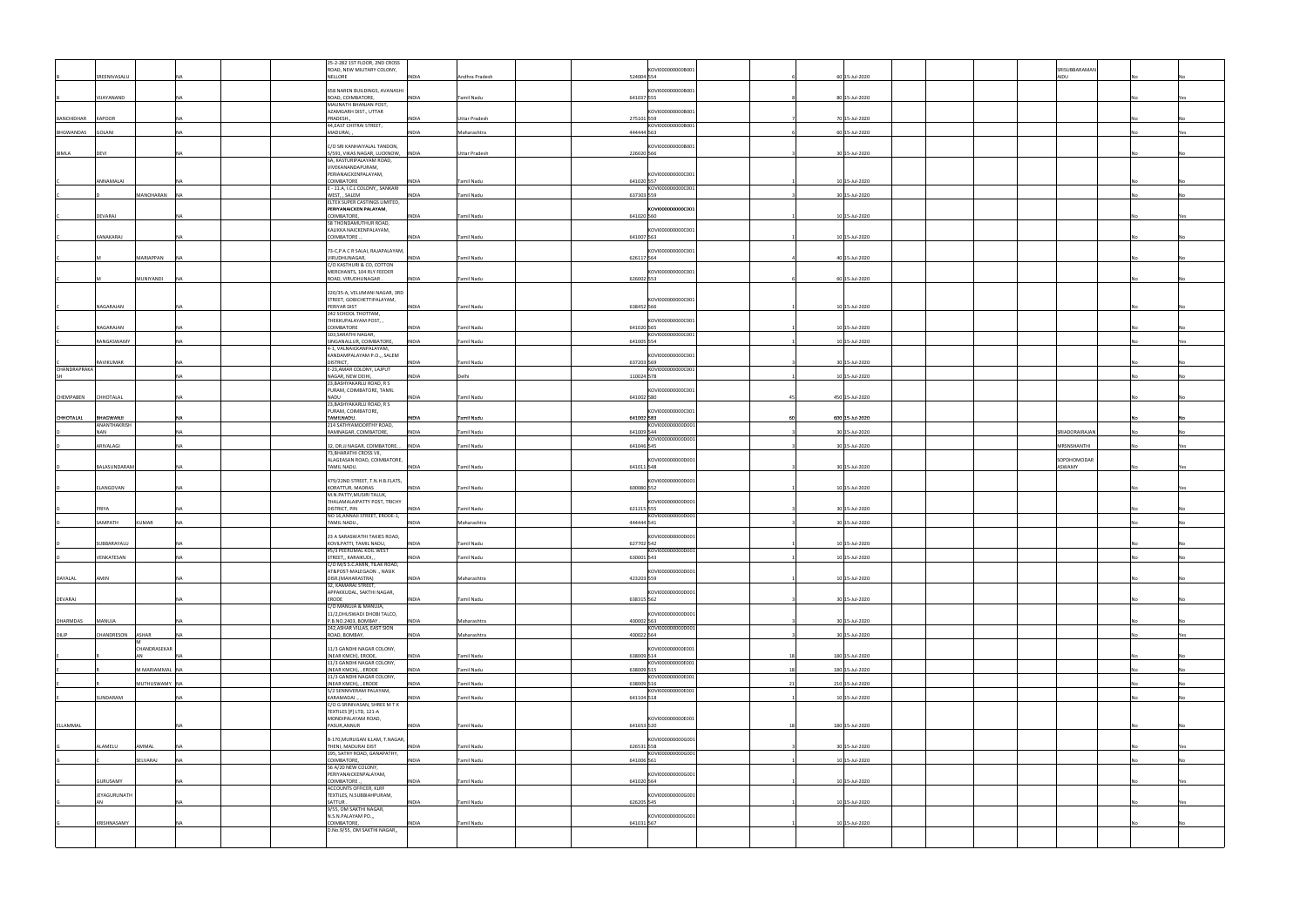| | | | | | | | | | | | | | | | | | | | |
|---|---|---|---|---|---|---|---|---|---|---|---|---|---|---|---|---|---|---|---|
| B | SREENIVASALU | | NA | | | 25-2-282 1ST FLOOR, 2ND CROSS ROAD, NEW MILITARY COLONY, NELLORE | INDIA | Andhra Pradesh | | 524004 | KOVI000000000B001554 | | | 6 | 60 | 15-Jul-2020 | | SRISUBBARAMANAIDU | No | No |
| B | VIJAYANAND | | NA | | | 658 NAREN BUILDINGS, AVANASHI ROAD, COIMBATORE, | INDIA | Tamil Nadu | | 641037 | KOVI000000000B001555 | | | 8 | 80 | 15-Jul-2020 | | | No | Yes |
| BANCHIDHAR | KAPOOR | | NA | | | MALINATH BHANJAN POST, AZAMGARH DIST., UTTAR PRADESH., | INDIA | Uttar Pradesh | | 275101 | KOVI000000000B001559 | | | 7 | 70 | 15-Jul-2020 | | | No | No |
| BHGWANDAS | GOLANI | | NA | | | 44,EAST CHITRAI STREET, MADURAI, , | INDIA | Maharashtra | | 444444 | KOVI000000000B001563 | | | 6 | 60 | 15-Jul-2020 | | | No | Yes |
| BIMLA | DEVI | | NA | | | C/O SRI KANHAIYALAL TANDON, 5/593, VIKAS NAGAR, LUCKNOW, | INDIA | Uttar Pradesh | | 226020 | KOVI000000000B001566 | | | 3 | 30 | 15-Jul-2020 | | | No | No |
| C | ANNAMALAI | | NA | | | 6A, KASTURIPALAYAM ROAD, VIVEKANANDAPURAM, PERIANAICKENPALAYAM, COIMBATORE | INDIA | Tamil Nadu | | 641020 | KOVI000000000C001557 | | | 1 | 10 | 15-Jul-2020 | | | No | No |
| C | D | MANOHARAN | NA | | | E - 11,A, I.C.L COLONY,, SANKARI WEST, , SALEM | INDIA | Tamil Nadu | | 637303 | KOVI000000000C001559 | | | 3 | 30 | 15-Jul-2020 | | | No | No |
| C | DEVARAJ | | NA | | | ELTEX SUPER CASTINGS LIMITED, PERIYANAICKEN PALAYAM, COIMBATORE, | INDIA | Tamil Nadu | | 641020 | KOVI000000000C001560 | | | 1 | 10 | 15-Jul-2020 | | | No | Yes |
| C | KANAKARAJ | | NA | | | 58 THONDAMUTHUR ROAD, KALIKKA NAICKENPALAYAM, COIMBATORE , | INDIA | Tamil Nadu | | 641007 | KOVI000000000C001563 | | | 1 | 10 | 15-Jul-2020 | | | No | No |
| C | M | MARIAPPAN | NA | | | 73-C,P A C R SALAI, RAJAPALAYAM, VIRUDHUNAGAR, | INDIA | Tamil Nadu | | 626117 | KOVI000000000C001564 | | | 4 | 40 | 15-Jul-2020 | | | No | No |
| C | M | MUNIYANDI | NA | | | C/O KASTHURI & CO, COTTON MERCHANTS, 104 RLY FEEDER ROAD, VIRUDHUNAGAR . | INDIA | Tamil Nadu | | 626002 | KOVI000000000C001553 | | | 6 | 60 | 15-Jul-2020 | | | No | No |
| C | NAGARAJAN | | NA | | | 220/35-A, VELUMANI NAGAR, 3RD STREET, GOBICHETTIPALAYAM, PERIYAR DIST | INDIA | Tamil Nadu | | 638452 | KOVI000000000C001566 | | | 1 | 10 | 15-Jul-2020 | | | No | No |
| C | NAGARAJAN | | NA | | | 242 SCHOOL THOTTAM, THEKKUPALAYAM POST, , COIMBATORE | INDIA | Tamil Nadu | | 641020 | KOVI000000000C001565 | | | 1 | 10 | 15-Jul-2020 | | | No | No |
| C | RANGASWAMY | | NA | | | 103,SARATHI NAGAR, SINGANALLUR, COIMBATORE, | INDIA | Tamil Nadu | | 641005 | KOVI000000000C001554 | | | 1 | 10 | 15-Jul-2020 | | | No | Yes |
| C | RAVIKUMAR | | NA | | | 4-1, VALNAICKANPALAYAM, KANDAMPALAYAM P.O.,, SALEM DISTRICT, | INDIA | Tamil Nadu | | 637203 | KOVI000000000C001569 | | | 3 | 30 | 15-Jul-2020 | | | No | No |
| CHANDRAPRAKASH | | | NA | | | E-23,AMAR COLONY, LAJPUT NAGAR, NEW DELHI, | INDIA | Delhi | | 110024 | KOVI000000000C001578 | | | 1 | 10 | 15-Jul-2020 | | | No | No |
| CHEMPABEN | CHHOTALAL | | NA | | | 23,BASHYAKARLU ROAD, R S PURAM, COIMBATORE, TAMIL NADU | INDIA | Tamil Nadu | | 641002 | KOVI000000000C001580 | | | 45 | 450 | 15-Jul-2020 | | | No | No |
| ~~CHHOTALAL~~ | ~~BHAGWANJI~~ | | ~~NA~~ | | | ~~23,BASHYAKARLU ROAD, R S PURAM, COIMBATORE, TAMILNADU.~~ | ~~INDIA~~ | ~~Tamil Nadu~~ | | ~~641002~~ | ~~KOVI000000000C001583~~ | | | ~~60~~ | ~~600~~ | ~~15-Jul-2020~~ | | | ~~No~~ | ~~No~~ |
| D | ANANTHAKRISHNAN | | NA | | | 214 SATHYAMOORTHY ROAD, RAMNAGAR, COIMBATORE, | INDIA | Tamil Nadu | | 641009 | KOVI000000000D001544 | | | 3 | 30 | 15-Jul-2020 | | SRIADORAIRAJAN | No | No |
| D | ARIVALAGI | | NA | | | 32, DR.LI NAGAR, COIMBATORE, , | INDIA | Tamil Nadu | | 641046 | KOVI000000000D001545 | | | 3 | 30 | 15-Jul-2020 | | MRSNSHANTHI | No | Yes |
| D | BALASUNDARAM | | NA | | | 75,BHARATHI CROSS VII, ALAGEASAN ROAD, COIMBATORE, TAMIL NADU. | INDIA | Tamil Nadu | | 641011 | KOVI000000000D001548 | | | 3 | 30 | 15-Jul-2020 | | SOPDHOMODARASWAMY | No | Yes |
| D | ELANGOVAN | | NA | | | 479/22ND STREET, T.N.H.B.FLATS, KORATTUR, MADRAS | INDIA | Tamil Nadu | | 600080 | KOVI000000000D001552 | | | 1 | 10 | 15-Jul-2020 | | | No | Yes |
| D | PRIYA | | NA | | | M.N.PATTY,MUSIRI TALUK, THALAMALAIPATTY POST, TRICHY DISTRICT, PIN | INDIA | Tamil Nadu | | 621215 | KOVI000000000D001555 | | | 3 | 30 | 15-Jul-2020 | | | No | No |
| D | SAMPATH | KUMAR | NA | | | NO 16,ANNAI STREET, ERODE-1, TAMIL NADU., | INDIA | Maharashtra | | 444444 | KOVI000000000D001541 | | | 3 | 30 | 15-Jul-2020 | | | No | No |
| D | SUBBARAYALU | | NA | | | 23 A SARASWATHI TAKIES ROAD, KOVILPATTI, TAMIL NADU, | INDIA | Tamil Nadu | | 627702 | KOVI000000000D001542 | | | 1 | 10 | 15-Jul-2020 | | | No | No |
| D | VENKATESAN | | NA | | | #5/3 PEERUMAL KOIL WEST STREET,, KARAIKUDI, , | INDIA | Tamil Nadu | | 630001 | KOVI000000000D001543 | | | 1 | 10 | 15-Jul-2020 | | | No | No |
| DAYALAL | AMIN | | NA | | | C/O M/S S.C.AMIN, TILAK ROAD, AT&POST-MALEGAON , NASIK DISR.(MAHARASTRA) | INDIA | Maharashtra | | 423203 | KOVI000000000D001559 | | | 1 | 10 | 15-Jul-2020 | | | No | No |
| DEVARAJ | | | NA | | | 32, KAMARAJ STREET, APPAKUDAL, SAKTHI NAGAR, ERODE | INDIA | Tamil Nadu | | 638315 | KOVI000000000D001562 | | | 3 | 30 | 15-Jul-2020 | | | No | No |
| DHARMDAS | MANUJA | | NA | | | C/O MANUJA & MANUJA, 11/2,DHUSWADI DHOBI TALCO, P.B.NO.2403, BOMBAY | INDIA | Maharashtra | | 400002 | KOVI000000000D001563 | | | 3 | 30 | 15-Jul-2020 | | | No | No |
| DILIP | CHANDRESON | ASHAR | NA | | | 242,ASHAR VILLAS, EAST SION ROAD, BOMBAY, | INDIA | Maharashtra | | 400022 | KOVI000000000D001564 | | | 3 | 30 | 15-Jul-2020 | | | No | Yes |
| E | R | M CHANDRASEKARAN | NA | | | 11/3 GANDHI NAGAR COLONY, (NEAR KMCH), ERODE, | INDIA | Tamil Nadu | | 638009 | KOVI000000000E001514 | | | 18 | 180 | 15-Jul-2020 | | | No | No |
| E | R | M MARIAMMAL | NA | | | 11/3 GANDHI NAGAR COLONY, (NEAR KMCH), , ERODE | INDIA | Tamil Nadu | | 638009 | KOVI000000000E001515 | | | 18 | 180 | 15-Jul-2020 | | | No | No |
| E | R | MUTHUSWAMY | NA | | | 11/3 GANDHI NAGAR COLONY, (NEAR KMCH), , ERODE | INDIA | Tamil Nadu | | 638009 | KOVI000000000E001516 | | | 21 | 210 | 15-Jul-2020 | | | No | No |
| E | SUNDARAM | | NA | | | 5/2 SENNIVERAM PALAYAM, KARAMADAI , , | INDIA | Tamil Nadu | | 641104 | KOVI000000000E001518 | | | 1 | 10 | 15-Jul-2020 | | | No | No |
| ELLAMMAL | | | NA | | | C/O G SRINIVASAN, SHREE M T K TEXTILES (P) LTD, 121-A MONDIPALAYAM ROAD, PASUR,ANNUR | INDIA | Tamil Nadu | | 641653 | KOVI000000000E001520 | | | 18 | 180 | 15-Jul-2020 | | | No | No |
| G | ALAMELU | AMMAL | NA | | | B-170,MURUGAN ILLAM, T.NAGAR, THENI, MADURAI DIST | INDIA | Tamil Nadu | | 626531 | KOVI000000000G001558 | | | 3 | 30 | 15-Jul-2020 | | | No | Yes |
| G | C | SELVARAJ | NA | | | 195, SATHY ROAD, GANAPATHY, COIMBATORE, | INDIA | Tamil Nadu | | 641006 | KOVI000000000G001561 | | | 1 | 10 | 15-Jul-2020 | | | No | No |
| G | GURUSAMY | | NA | | | 56 A/20 NEW COLONY, PERIYANAICKENPALAYAM, COIMBATORE , | INDIA | Tamil Nadu | | 641020 | KOVI000000000G001564 | | | 1 | 10 | 15-Jul-2020 | | | No | Yes |
| G | JEYAGURUNATHAN | | NA | | | ACCOUNTS OFFICER, KURF TEXTILES, N.SUBBIAHPURAM, SATTUR. | INDIA | Tamil Nadu | | 626205 | KOVI000000000G001545 | | | 1 | 10 | 15-Jul-2020 | | | No | Yes |
| G | KRISHNASAMY | | NA | | | 9/55, OM SAKTHI NAGAR, N.S.N.PALAYAM PO.,, COIMBATORE, | INDIA | Tamil Nadu | | 641031 | KOVI000000000G001567 | | | 1 | 10 | 15-Jul-2020 | | | No | No |
| | | | | | | D.No.9/55, OM SAKTHI NAGAR,, | | | | | | | | | | | | | | |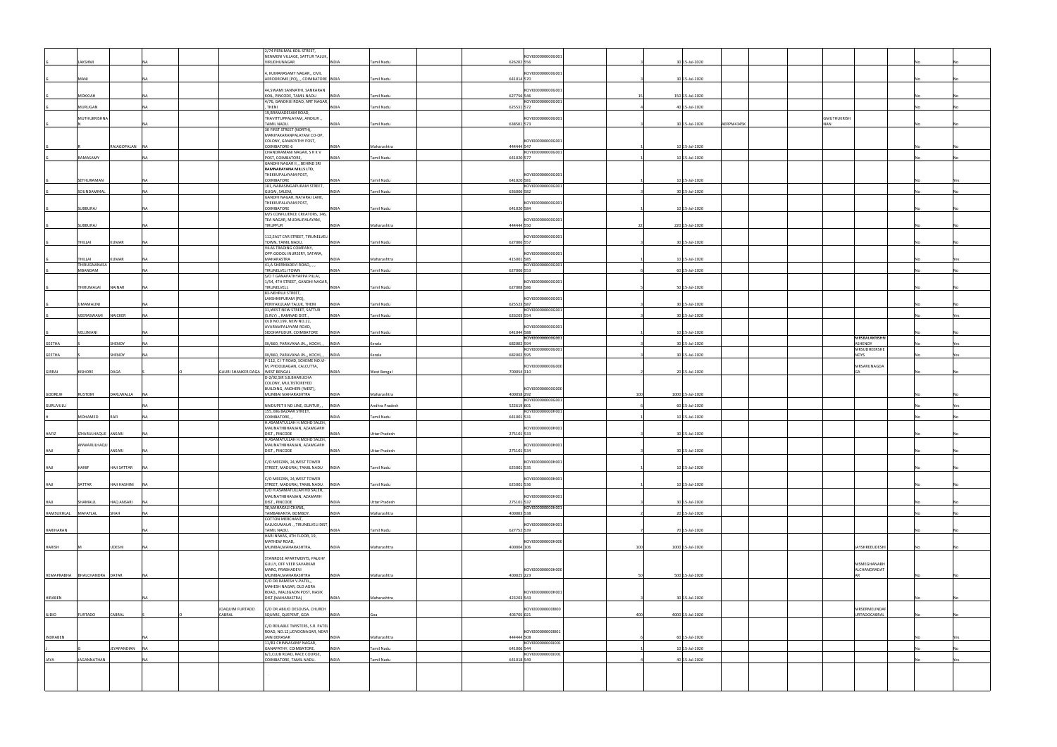| | | | | | | | | | | | | | | | | | | | | | | | |
|---|---|---|---|---|---|---|---|---|---|---|---|---|---|---|---|---|---|---|---|---|---|---|---|
| G | LAKSHMI | | NA | | | 2/74 PERUMAL KOIL STREET, NENMENI VILLAGE, SATTUR TALUK, VIRUDHUNAGAR | INDIA | Tamil Nadu | | 626202 | KOVI000000000G001556 | | 3 | 30 | 15-Jul-2020 | | | | | | | No | No |
| G | MANI | | | | | 4, KUMARASAMY NAGAR,, CIVIL AERODROME (PO),,, COIMBATORE | INDIA | Tamil Nadu | | 641014 | KOVI000000000G001570 | | 3 | 30 | 15-Jul-2020 | | | | | | | No | No |
| G | MOKKIAH | | NA | | | 44,SWAMI SANNATHI, SANKARAN KOIL, PINCODE, TAMIL NADU | INDIA | Tamil Nadu | | 627756 | KOVI000000000G001546 | | 15 | 150 | 15-Jul-2020 | | | | | | | No | No |
| G | MURUGAN | | NA | | | 4/76, GANDHIJI ROAD, NRT NAGAR, , THENI | INDIA | Tamil Nadu | | 625531 | KOVI000000000G001572 | | 4 | 40 | 15-Jul-2020 | | | | | | | No | No |
| G | MUTHUKRISHNAN | | NA | | | 19,BRAMADESAM ROAD, THAVITTUPPALAYAM, ANDIUR ., TAMIL NADU. | INDIA | Tamil Nadu | | 638501 | KOVI000000000G001573 | | 3 | 30 | 15-Jul-2020 | AERPM4345K | | | GMUTHUKRISHNAN | | | No | No |
| G | R | RAJAGOPALAN | NA | | | 30 FIRST STREET (NORTH), MANIYAKARANPALAYAM CO-OP, COLONY, GANAPATHY POST, COIMBATORE-6 | INDIA | Maharashtra | | 444444 | KOVI000000000G001547 | | 1 | 10 | 15-Jul-2020 | | | | | | | No | No |
| G | RAMASAMY | | NA | | | CHANDRAMANI NAGAR, S R K V POST, COIMBATORE, | INDIA | Tamil Nadu | | 641020 | KOVI000000000G001577 | | 1 | 10 | 15-Jul-2020 | | | | | | | No | No |
| G | SETHURAMAN | | NA | | | GANDHI NAGAR II,, BEHIND SRI RAMNARAYANA MILLS LTD, THEKKUPALAYAM POST, COIMBATORE | INDIA | Tamil Nadu | | 641020 | KOVI000000000G001581 | | 1 | 10 | 15-Jul-2020 | | | | | | | No | Yes |
| G | SOUNDAMMAL | | NA | | | 101, NARASINGAPURAM STREET, GUGAI, SALEM, | INDIA | Tamil Nadu | | 636006 | KOVI000000000G001582 | | 3 | 30 | 15-Jul-2020 | | | | | | | No | No |
| G | SUBBURAJ | | NA | | | GANDHI NAGAR, NATARAJ LANE, THEKKUPALAYAM POST, COIMBATORE | INDIA | Tamil Nadu | | 641020 | KOVI000000000G001584 | | 1 | 10 | 15-Jul-2020 | | | | | | | No | No |
| G | SUBBURAJ | | NA | | | M/S CONFLUENCE CREATORS, 146, TEA NAGAR, MUDALIPALAYAM, TIRUPPUR | INDIA | Maharashtra | | 444444 | KOVI000000000G001550 | | 22 | 220 | 15-Jul-2020 | | | | | | | No | No |
| G | THILLAI | KUMAR | NA | | | 112,EAST CAR STREET, TIRUNELVELI TOWN, TAMIL NADU, | INDIA | Tamil Nadu | | 627006 | KOVI000000000G001557 | | 3 | 30 | 15-Jul-2020 | | | | | | | No | No |
| G | THILLAI | KUMAR | NA | | | VILAS TRADING COMPANY, OPP.GODOLI NURSERY, SATARA, MAHARASTRA | INDIA | Maharashtra | | 415001 | KOVI000000000G001585 | | 1 | 10 | 15-Jul-2020 | | | | | | | No | Yes |
| G | THIRUGNANASAMBANDAM | | NA | | | 41,A SHERMADEVI ROAD, , , TIRUNELVELI TOWN | INDIA | Tamil Nadu | | 627006 | KOVI000000000G001553 | | 6 | 60 | 15-Jul-2020 | | | | | | | No | No |
| G | THIRUMALAI | NAINAR | NA | | | S/O T GANAPATHIYAPPA PILLAI, 1/54, 4TH STREET, GANDHI NAGAR, TIRUNELVELI, | INDIA | Tamil Nadu | | 627008 | KOVI000000000G001586 | | 5 | 50 | 15-Jul-2020 | | | | | | | No | No |
| G | UMAMALINI | | NA | | | 83-NEHRUJI STREET, LAKSHMIPURAM (PO), PERIYAKULAM TALUK, THENI | INDIA | Tamil Nadu | | 625523 | KOVI000000000G001587 | | 3 | 30 | 15-Jul-2020 | | | | | | | No | No |
| G | VEERASWAMI | NAICKER | NA | | | 31,WEST NEW STREET, SATTUR (S.RLY) , RAMNAD DIST , | INDIA | Tamil Nadu | | 626203 | KOVI000000000G001554 | | 3 | 30 | 15-Jul-2020 | | | | | | | No | Yes |
| G | VELUMANI | | NA | | | OLD NO.199, NEW NO.22, AVARAMPALAYAM ROAD, SIDDHAPUDUR, COIMBATORE | INDIA | Tamil Nadu | | 641044 | KOVI000000000G001588 | | 1 | 10 | 15-Jul-2020 | | | | | | | No | No |
| GEETHA | S | SHENOY | NA | | | XII/660, PARAVANA JN.,, KOCHI, , | INDIA | Kerala | | 682002 | KOVI000000000G001594 | | 3 | 30 | 15-Jul-2020 | | | | | MRSBALAKRISHNASHENOY | | No | Yes |
| GEETHA | S | SHENOY | NA | | | XII/660, PARAVANA JN.,, KOCHI, , | INDIA | Kerala | | 682002 | KOVI000000000G001595 | | 3 | 30 | 15-Jul-2020 | | | | | MRSUDHEERSHENOYS | | No | Yes |
| GIRRAJ | KISHORE | DAGA | | O | GAURI SHANKER DAGA | P-112, C I T ROAD, SCHEME NO.VI-M, PHOOLBAGAN, CALCUTTA, WEST BENGAL | INDIA | West Bengal | | 700054 | KOVI000000000G000310 | | 2 | 20 | 15-Jul-2020 | | | | | MRSARUNAGDAGA | | No | No |
| GODREJH | RUSTOM | DARUWALLA | NA | | | D-2/92,SIR S.B.BHARUCHA COLONY, MULTISTOREYED BUILDING, ANDHERI (WEST), MUMBAI MAHARASHTRA | INDIA | Maharashtra | | 400058 | KOVI000000000G000292 | | 100 | 1000 | 15-Jul-2020 | | | | | | | No | No |
| GURUVULU | | | NA | | | NAIDUPET II ND LINE, GUNTUR, , | INDIA | Andhra Pradesh | | 522619 | KOVI000000000G001601 | | 6 | 60 | 15-Jul-2020 | | | | | | | No | Yes |
| H | MOHAMED | RAFI | NA | | | 155, BIG BAZAAR STREET, COIMBATORE, , | INDIA | Tamil Nadu | | 641001 | KOVI000000000H001531 | | 1 | 10 | 15-Jul-2020 | | | | | | | No | No |
| HAFIZ | IZHARULHAQUE | ANSARI | NA | | | H.ASAMATULLAH H.MOHD SALEH, MAUNATHBHANJAN, AZAMGARH DIST., PINCODE | INDIA | Uttar Pradesh | | 275101 | KOVI000000000H001533 | | 3 | 30 | 15-Jul-2020 | | | | | | | No | No |
| HAJI | ANWARULHAQUE | ANSARI | NA | | | H.ASAMATULLAH H.MOHD SALEH, MAUNATHBHANJAN, AZAMGARH DIST., PINCODE | INDIA | Uttar Pradesh | | 275101 | KOVI000000000H001534 | | 3 | 30 | 15-Jul-2020 | | | | | | | No | No |
| HAJI | HANIF | HAJI SATTAR | NA | | | C/O MEEZAN, 24,WEST TOWER STREET, MADURAI, TAMIL NADU. | INDIA | Tamil Nadu | | 625001 | KOVI000000000H001535 | | 1 | 10 | 15-Jul-2020 | | | | | | | No | No |
| HAJI | SATTAR | HAJI HASHIM | NA | | | C/O MEEZAN, 24,WEST TOWER STREET, MADURAI, TAMIL NADU. | INDIA | Tamil Nadu | | 625001 | KOVI000000000H001536 | | 1 | 10 | 15-Jul-2020 | | | | | | | No | No |
| HAJI | SHAMAUL | HAQ ANSARI | NA | | | C/O H.ASAMATULLAH HD SALEH, MAUNATHBHANJAN, AZAMARH DIST., PINCODE | INDIA | Uttar Pradesh | | 275101 | KOVI000000000H001537 | | 3 | 30 | 15-Jul-2020 | | | | | | | No | No |
| HAMSUKHLAL | MAFATLAL | SHAH | NA | | | 36,MAHAKALI CHAWL, TAMBAKANTA, BOMBAY, | INDIA | Maharashtra | | 400003 | KOVI000000000H001538 | | 2 | 20 | 15-Jul-2020 | | | | | | | No | No |
| HARIHARAN | | | NA | | | COTTON MERCHANT, KALUGUMALAI , TIRUNELVELI DIST, TAMIL NADU. | INDIA | Tamil Nadu | | 627752 | KOVI000000000H001539 | | 7 | 70 | 15-Jul-2020 | | | | | | | No | No |
| HARISH | M | UDESHI | NA | | | HARI NIWAS, 4TH FLOOR, 19, MATHEW ROAD, MUMBAI,MAHARASHTRA, | INDIA | Maharashtra | | 400004 | KOVI000000000H000306 | | 100 | 1000 | 15-Jul-2020 | | | | | JAYSHREEUDESHI | | No | No |
| HEMAPRABHA | BHALCHANDRA | DATAR | NA | | | STANROSE APARTMENTS, PALKHY GULLY, OFF VEER SAVARKAR MARG, PRABHADEVI MUMBAI,MAHARASHTRA | INDIA | Maharashtra | | 400025 | KOVI000000000H000223 | | 50 | 500 | 15-Jul-2020 | | | | | MSMEGHANABHALCHANDRADATAR | | No | No |
| HIRABEN | | | NA | | | C/O DR.RAMESH V.PATEL,, MAHESH NAGAR, OLD AGRA ROAD., MALEGAON POST, NASIK DIST.(MAHARASTRA) | INDIA | Maharashtra | | 423203 | KOVI000000000H001543 | | 3 | 30 | 15-Jul-2020 | | | | | | | No | No |
| ILIDIO | FURTADO | CABRAL | S | O | JOAQUIM FURTADO CABRAL | C/O DR.ABILIO DESOUSA, CHURCH SQUARE, QUEPENT, GOA | INDIA | Goa | | 403705 | KOVI000000000I000021 | | 400 | 4000 | 15-Jul-2020 | | | | | MRSERMELINDAFURTADOCABRAL | | No | No |
| INDRABEN | | | NA | | | C/O REILABLE TWISTERS, S.R. PATEL ROAD, NO.12,UDYOGNAGAR, NEAR JAIN DERASAR | INDIA | Maharashtra | | 444444 | KOVI000000000I001508 | | 6 | 60 | 15-Jul-2020 | | | | | | | No | Yes |
| J | G | JEYAPANDIAN | NA | | | 11/B1 CHINNASAMY NAGAR, GANAPATHY, COIMBATORE, | INDIA | Tamil Nadu | | 641006 | KOVI000000000I001544 | | 1 | 10 | 15-Jul-2020 | | | | | | | No | No |
| JAYA | JAGANNATHAN | | NA | | | 6/1,CLUB ROAD, RACE COURSE, COIMBATORE, TAMIL NADU. | INDIA | Tamil Nadu | | 641018 | KOVI000000000I001549 | | 4 | 40 | 15-Jul-2020 | | | | | | | No | Yes |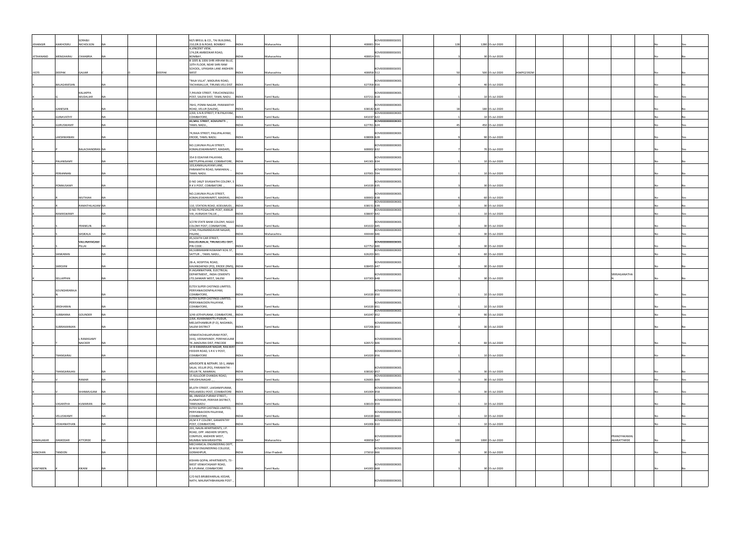| | | | | | | | | | | | | | | | | | | | | | | | |
|---|---|---|---|---|---|---|---|---|---|---|---|---|---|---|---|---|---|---|---|---|---|---|---|
| JEHANGIR | KAIKHOSRU | SORABJI NICHOLSON | NA | | | | M/S BREUL & CO., TAJ BUILDING, 210,DR.D.N.ROAD, BOMBAY. | INDIA | Maharashtra | | 400001 | KOVI000000000I001554 | 128 | 1280 | 15-Jul-2020 | | | | | | | No | Yes |
| JETHANAND | MENGHARAJ | CHHABRIA | NA | | | | 4,VINCENT VIEW, 174,DR.AMBEDKAR ROAD, BOMBAY. | INDIA | Maharashtra | | 400014 | KOVI000000000I001555 | 3 | 30 | 15-Jul-2020 | | | | | | | No | No |
| JYOTI | DEEPAK | GAJJAR | | C | D | DEEPAK | B 1005 & 1006 SHRI ARIHAM BLDG, 10TH FLOOR, NEAR SHRI RAM SCHOOL, UPASANA LANE ANDHERI WEST | INDIA | Maharashtra | | 400058 | KOVI000000000I001512 | 50 | 500 | 15-Jul-2020 | AIWPG2392M | | | | | | No | No |
| K | BALAGANESAN | | NA | | | | "RAJA VILLA", MADURAI ROAD, TACHANALLUR, TIRUNELVELI DIST | INDIA | Tamil Nadu | | 627358 | KOVI000000000K001616 | 4 | 40 | 15-Jul-2020 | | | | | | | No | No |
| K | G | KALIAPPA MUDALIAR | NA | | | | 7,PAVADI STREET, TIRUCHENGODU POST, SALEM DIST, TAMIL NADU. | INDIA | Tamil Nadu | | 637211 | KOVI000000000K001618 | 1 | 10 | 15-Jul-2020 | | | | | | | No | Yes |
| K | GANESAN | | NA | | | | 76H1, PONNI NAGAR, PARAMATHY ROAD, VELUR (SALEM), | INDIA | Tamil Nadu | | 638182 | KOVI000000000K001620 | 18 | 180 | 15-Jul-2020 | | | | | | | No | No |
| K | GUNAVATHY | | NA | | | | 2/69, S.N.R.STREET, P.N.PALAYAM, COIMBATORE, | INDIA | Tamil Nadu | | 641037 | KOVI000000000K001622 | 1 | 10 | 15-Jul-2020 | | | | | | | No | No |
| K | GURUSWAMY | | NA | | | | 43,MILL STREET, KOVILPATTI ., TAMIL NADU., | INDIA | Tamil Nadu | | 627701 | KOVI000000000K001624 | 45 | 450 | 15-Jul-2020 | | | | | | | No | Yes |
| K | LAKSHMANAN | | NA | | | | 74,RAJA STREET, PALLIPALAYAM, ERODE, TAMIL NADU. | INDIA | Tamil Nadu | | 638006 | KOVI000000000K001628 | 9 | 90 | 15-Jul-2020 | | | | | | | No | Yes |
| K | P | BALACHANDRAN | NA | | | | NO.2,MUNIA PILLAI STREET, KOMALESWARANPET, MADARS, | INDIA | Tamil Nadu | | 600002 | KOVI000000000K001632 | 7 | 70 | 15-Jul-2020 | | | | | | | No | Yes |
| K | PALANISAMY | | NA | | | | 354 D EDAIYAR PALAYAM, METTUPPALAYAM, COIMBATORE, | INDIA | Tamil Nadu | | 641301 | KOVI000000000K001634 | 1 | 10 | 15-Jul-2020 | | | | | | | No | No |
| K | PERIANNAN | | NA | | | | 103,KAMALALAYAM LANE, PARAMATHI ROAD, NAMAKKAL ., TAMIL NADU. | INDIA | Tamil Nadu | | 637001 | KOVI000000000K001594 | 1 | 10 | 15-Jul-2020 | | | | | | | No | No |
| K | PONNUSAMY | | NA | | | | D NO 146/F SIVASAKTHI COLONY, S R K V POST, COIMBATORE ., | INDIA | Tamil Nadu | | 641020 | KOVI000000000K001635 | 3 | 30 | 15-Jul-2020 | | | | | | | No | Yes |
| K | R | MUTHIAH | NA | | | | NO.2,MUNIA PILLAI STREET, KOMALESWARANPET, MADRAS, | INDIA | Tamil Nadu | | 600002 | KOVI000000000K001638 | 6 | 60 | 15-Jul-2020 | | | | | | | No | Yes |
| K | R | RAMATHILAGAM | NA | | | | 110, STATION ROAD, KODUMUDI., | INDIA | Tamil Nadu | | 638151 | KOVI000000000K001639 | 3 | 30 | 15-Jul-2020 | | | | | | | No | No |
| K | RAMASWAMY | | NA | | | | D NO 79 POGALORE POST, ANNUR VIA, AVINASHI TALUK ., | INDIA | Tamil Nadu | | 638697 | KOVI000000000K001642 | 1 | 10 | 15-Jul-2020 | | | | | | | No | Yes |
| K | S | FRANKLIN | NA | | | | 3/278 STATE BANK COLONY, NGGO COLONY POST, COIMBATORE, | INDIA | Tamil Nadu | | 641022 | KOVI000000000K001645 | 3 | 30 | 15-Jul-2020 | | | | | | | No | Yes |
| K | S | SASIKALA | NA | | | | 174A, PALANIANDAVAR NAGAR, PALANI,, | INDIA | Maharashtra | | 444444 | KOVI000000000K001646 | 3 | 30 | 15-Jul-2020 | | | | | | | No | Yes |
| K | S | VALLINAYAGAM PILLAI | NA | | | | KALUGUMALAI, TIRUNELVELI DIST, PIN CODE: . | INDIA | Tamil Nadu | | 627752 | KOVI000000000K001600 | 3 | 30 | 15-Jul-2020 | | | | | | | No | Yes |
| K | SANKARAN | | NA | | | | 69,SUBRAMANYASWAMY KOIL ST, SATTUR ., TAMIL NADU., | INDIA | Tamil Nadu | | 626203 | KOVI000000000K001601 | 6 | 60 | 15-Jul-2020 | | | | | | | No | Yes |
| K | SAROJINI | | NA | | | | 28-A, HOSPITAL ROAD, KAVANDAPADI (PO), ERODE (RMS), | INDIA | Tamil Nadu | | 638455 | KOVI000000000K001647 | 3 | 30 | 15-Jul-2020 | | | | | | | No | No |
| K | SELLAPPAN | | NA | | | | R.JAGANNATHAN, ELECTRICAL DEPARTMENT,, INDIA CEMENTS LTD,SANKARI WEST, SALEM | INDIA | Tamil Nadu | | 637303 | KOVI000000000K001648 | 3 | 30 | 15-Jul-2020 | | | | | SRIRJAGANATHA N | | No | No |
| K | SOUNDARARAJAN | | NA | | | | ELTEX SUPER CASTINGS LIMITED, PERIYANAICKENPALAYAM, COIMBATORE, | INDIA | Tamil Nadu | | 641020 | KOVI000000000K001650 | 1 | 10 | 15-Jul-2020 | | | | | | | No | Yes |
| K | SRIDHARAN | | NA | | | | ELTEX SUPER CASTINGS LIMITED, PERIYANAICKEN PALAYAM, COIMBATORE, | INDIA | Tamil Nadu | | 641020 | KOVI000000000K001651 | 1 | 10 | 15-Jul-2020 | | | | | | | No | Yes |
| K | SUBBANNA | GOUNDER | NA | | | | 3/49 JOTHIPURAM, COIMBATORE., | INDIA | Tamil Nadu | | 641047 | KOVI000000000K001652 | 9 | 90 | 15-Jul-2020 | | | | | | | No | Yes |
| K | SUBRAMANIAN | | NA | | | | 2/64, AVARANKATTU PUDUR, MELSATHAMBUR (P.O), NADANDI, SALEM DISTRICT | INDIA | Tamil Nadu | | 637206 | KOVI000000000K001653 | 3 | 30 | 15-Jul-2020 | | | | | | | No | No |
| K | | L RAMASAMY NAICKER | NA | | | | VENKATACHALAPURAM POST, (VIA), VEERAPANDY, PERIYAKULAM TK.,MADURAI DIST, PINCODE | INDIA | Tamil Nadu | | 626572 | KOVI000000000K001606 | 6 | 60 | 15-Jul-2020 | | | | | | | No | Yes |
| K | THANGARAJ | | NA | | | | 14 B KAMARAJAR NAGAR, RAILWAY FEEDER ROAD, S R K V POST, COIMBATORE | INDIA | Tamil Nadu | | 641020 | KOVI000000000K001656 | 1 | 10 | 15-Jul-2020 | | | | | | | No | No |
| K | THANGARAJAN | | NA | | | | ADVOCATE & NOTARY, 10-1, ANNA SALAI, VELUR (PO), PARAMATHI - VELUR TK, NAMKKAL | INDIA | Tamil Nadu | | 638182 | KOVI000000000K001657 | 3 | 30 | 15-Jul-2020 | | | | | | | No | No |
| K | V | RAMAR | NA | | | | 15 KULLOOR CHANDAI ROAD, VIRUDHUNAGAR ., , | INDIA | Tamil Nadu | | 626001 | KOVI000000000K001609 | 3 | 30 | 15-Jul-2020 | | | | | | | No | Yes |
| K | V | SHANMUGAM | NA | | | | 85,6TH STREET, LAKSHMIPURAM, PEELAMEDU POST, COIMBATORE | INDIA | Tamil Nadu | | 641004 | KOVI000000000K001658 | 3 | 30 | 15-Jul-2020 | | | | | | | No | Yes |
| K | VASANTHA | KUMARAN | NA | | | | 86, ANANDA PURAM STREET,, KUNNATHUR, PERIYAR DISTRICT, TAMILNADU | INDIA | Tamil Nadu | | 638103 | KOVI000000000K001659 | 1 | 10 | 15-Jul-2020 | | | | | | | No | No |
| K | VELUSWAMY | | NA | | | | ELTEX SUPER CASTINGS LIMITED, PERIYANAICKEN PALAYAM, COIMBATORE, | INDIA | Tamil Nadu | | 641020 | KOVI000000000K001660 | 1 | 10 | 15-Jul-2020 | | | | | | | No | No |
| K | VISWANATHAN | | NA | | | | 20,M K P COLONY, GANAPATHY POST, COIMBATORE, | INDIA | Tamil Nadu | | 641006 | KOVI000000000K001610 | 1 | 10 | 15-Jul-2020 | | | | | | | No | Yes |
| KAMALAKAR | DAMODAR | ATTORDE | NA | | | | 201, NALIN APARTMENTS, J.P. ROAD, OPP. ANDHERI SPORTS, COMPLEX, ANDHERI WEST, MUMBAI MAHARASHTRA | INDIA | Maharashtra | | 400058 | KOVI000000000K000547 | 100 | 1000 | 15-Jul-2020 | | | | | PRANOYAKAMAL AKARATTARDE | | No | No |
| KANCHAN | TANDON | | NA | | | | MECHANICAL ENGINEERING DEPT, M M M ENGINEERING COLLEGE, GORAKHPUR, | INDIA | Uttar Pradesh | | 273010 | KOVI000000000K001666 | 3 | 30 | 15-Jul-2020 | | | | | | | No | Yes |
| KANTABEN | K | KIKANI | NA | | | | KISHAN GOPAL APARTMENTS, 73 - WEST VENKATASAMY ROAD, R.S.PURAM, COIMBATORE | INDIA | Tamil Nadu | | 641002 | KOVI000000000K001668 | 3 | 30 | 15-Jul-2020 | | | | | | | No | No |
| | | | | | | | C/O M/S BRIJBEHARILAL KEDAR, NATH, MAUNATHBHANJAN POST ., | | | | | KOVI000000000K001 | | | | | | | | | | | |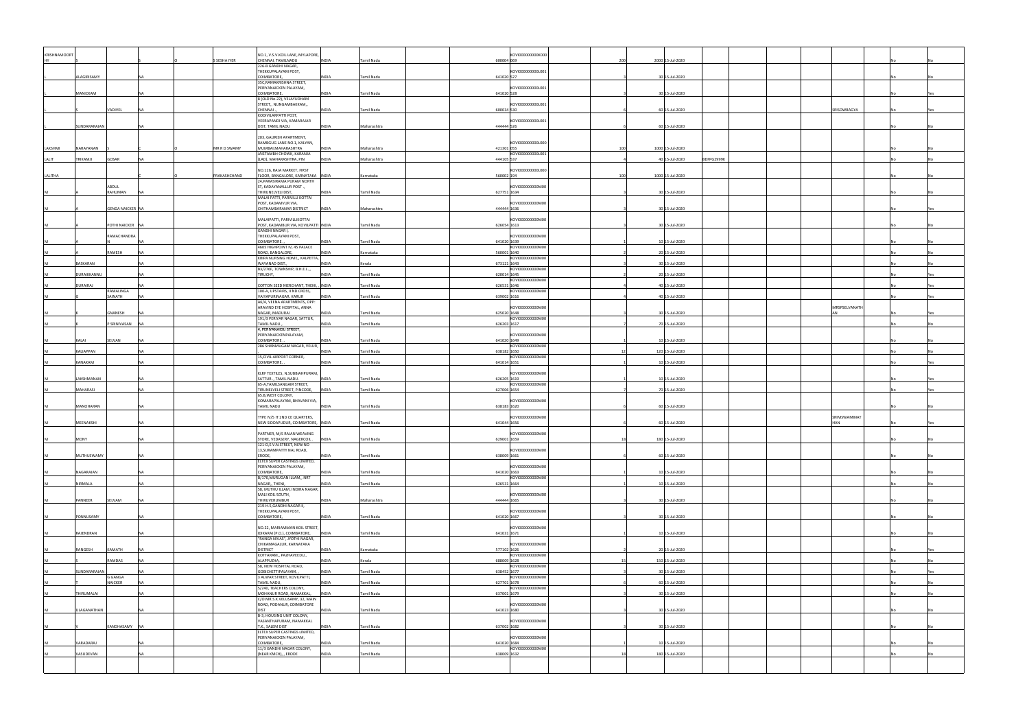| | | | | | | | | | | | | | | | | | | | | | | |
|---|---|---|---|---|---|---|---|---|---|---|---|---|---|---|---|---|---|---|---|---|---|---|
| KRISHNAMOORTHY | | | | O | S SESHA IYER | NO.1, V.S.V.KOIL LANE, MYLAPORE, CHENNAI, TAMILNADU | INDIA | Tamil Nadu | | 600004 | KOVI0000000000K000069 | | 200 | 2000 | 15-Jul-2020 | | | | | | No | No |
| L | ALAGIRISAMY | | NA | | | 226-B GANDHI NAGAR, THEKKUPALAYAM POST, COIMBATORE, | INDIA | Tamil Nadu | | 641020 | KOVI0000000000L001527 | | 3 | 30 | 15-Jul-2020 | | | | | | No | No |
| L | MANICKAM | | NA | | | 35C,RAMAKRISHNA STREET, PERIYANAICKEN PALAYAM, COIMBATORE, | INDIA | Tamil Nadu | | 641020 | KOVI0000000000L001528 | | 3 | 30 | 15-Jul-2020 | | | | | | No | Yes |
| L | S | VADIVEL | NA | | | 8 (OLD No.22), VELAYUDHAM STREET,, NUNGAMBAKKAM,, CHENNAI , | INDIA | Tamil Nadu | | 600034 | KOVI0000000000L001530 | | 6 | 60 | 15-Jul-2020 | | | | SRISOWBAGYA | | No | Yes |
| L | S | SUNDARARAJAN | NA | | | KODIVILARPATTI POST, VEERAPANDI VIA, KAMARAJAR DIST, TAMIL NADU | INDIA | Maharashtra | | 444444 | KOVI0000000000L001526 | | 6 | 60 | 15-Jul-2020 | | | | | | No | No |
| LAKSHMI | NARAYANAN | S | C | O | MR R D SWAMY | 203, GAURISH APARTMENT, RAMBGUG LANE NO.1, KALYAN, MUMBAI,MAHARASHTRA | INDIA | Maharashtra | | 421301 | KOVI0000000000L000955 | | 100 | 1000 | 15-Jul-2020 | | | | | | No | No |
| LALIT | TRIKAMJI | GOSAR | NA | | | JAISTAMBH CHOWK, KARANJA (LAD), MAHARASHTRA, PIN | INDIA | Maharashtra | | 444105 | KOVI0000000000L001537 | | 4 | 40 | 15-Jul-2020 | BDFPG2999K | | | | | No | No |
| LALITHA | | | | O | PRAKASHCHAND | NO.126, RAJA MARKET, FIRST FLOOR, BANGALORE, KARNATAKA | INDIA | Karnataka | | 560002 | KOVI0000000000L000194 | | 100 | 1000 | 15-Jul-2020 | | | | | | No | No |
| M | A | ABDUL RAHUMAN | NA | | | 24,PARASIRAMA PURAM NORTH ST, KADAYANALLUR POST , THIRUNELVELI DIST, | INDIA | Tamil Nadu | | 627751 | KOVI0000000000M0001634 | | 3 | 30 | 15-Jul-2020 | | | | | | No | No |
| M | A | GENGA NAICKER | NA | | | MALAI PATTI, PARIVILLI KOTTAI POST, KADAMVUR VIA, CHITHAMBARANAR DISTRICT | INDIA | Maharashtra | | 444444 | KOVI0000000000M0001636 | | 3 | 30 | 15-Jul-2020 | | | | | | No | Yes |
| M | A | POTHI NAICKER | NA | | | MALAIPATTI, PARIVILLIKOTTAI POST, KADAMBUR VIA, KOVILPATTI | INDIA | Tamil Nadu | | 626054 | KOVI0000000000M0001613 | | 3 | 30 | 15-Jul-2020 | | | | | | No | No |
| M | A | RAMACHANDRAN | NA | | | GANDHI NAGAR I, THEKKUPALAYAM POST, COIMBATORE ,, | INDIA | Tamil Nadu | | 641020 | KOVI0000000000M0001639 | | 1 | 10 | 15-Jul-2020 | | | | | | No | No |
| M | A | RAMESH | NA | | | 4605 HIGHPOINT IV, 45 PALACE ROAD, BANGALORE, | INDIA | Karnataka | | 560001 | KOVI0000000000M0001640 | | 2 | 20 | 15-Jul-2020 | | | | | | No | No |
| M | BASKARAN | | NA | | | KRIPA NURSING HOME,, KALPETTA, WAYANAD DIST., | INDIA | Kerala | | 673121 | KOVI0000000000M0001643 | | 3 | 30 | 15-Jul-2020 | | | | | | No | No |
| M | DURAIKANNU | | NA | | | B3/276F, TOWNSHIP, B.H.E.L.,, TIRUCHY, | INDIA | Tamil Nadu | | 620014 | KOVI0000000000M0001645 | | 2 | 20 | 15-Jul-2020 | | | | | | No | Yes |
| M | DURAIRAJ | | NA | | | COTTON SEED MERCHANT, THENI, , | INDIA | Tamil Nadu | | 626531 | KOVI0000000000M0001646 | | 4 | 40 | 15-Jul-2020 | | | | | | No | Yes |
| M | G | RAMALINGA SAINATH | NA | | | 100-A, UPSTAIRS, II ND CROSS, VAIYAPURINAGAR, KARUR | INDIA | Tamil Nadu | | 639002 | KOVI0000000000M0001616 | | 4 | 40 | 15-Jul-2020 | | | | | | No | Yes |
| M | K | GNANESH | NA | | | A6/4, VEENA APARTMENTS, OPP: ARAVIND EYE HOSPITAL, ANNA NAGAR, MADURAI | INDIA | Tamil Nadu | | 625020 | KOVI0000000000M0001648 | | 3 | 30 | 15-Jul-2020 | | | | MRSPSELVANATHAN | | No | Yes |
| M | K | P SRINIVASAN | NA | | | 191/3 PERIYAR NAGAR, SATTUR, TAMIL NADU, | INDIA | Tamil Nadu | | 626203 | KOVI0000000000M0001617 | | 7 | 70 | 15-Jul-2020 | | | | | | No | No |
| M | KALAI | SELVAN | NA | | | 4, PERIYANAIDU STREET, PERIYANAICKENPALAYAM, COIMBATORE ,, | INDIA | Tamil Nadu | | 641020 | KOVI0000000000M0001649 | | 1 | 10 | 15-Jul-2020 | | | | | | No | No |
| M | KALIAPPAN | | NA | | | 286 SHANMUGAM NAGAR, VELUR, | INDIA | Tamil Nadu | | 638182 | KOVI0000000000M0001650 | | 12 | 120 | 15-Jul-2020 | | | | | | No | No |
| M | KANAKAM | | NA | | | 15,CIVIL AIRPORT CORNER, COIMBATORE, , | INDIA | Tamil Nadu | | 641014 | KOVI0000000000M0001651 | | 1 | 10 | 15-Jul-2020 | | | | | | No | Yes |
| M | LAKSHMANAN | | NA | | | KLRF TEXTILES, N.SUBBIAHPURAM, SATTUR ., TAMIL NADU | INDIA | Tamil Nadu | | 626205 | KOVI0000000000M0001619 | | 1 | 10 | 15-Jul-2020 | | | | | | No | Yes |
| M | MAHARASI | | NA | | | 65-A,TAMILSANGAM STREET, TIRUNELVELI.STREET, PINCODE, | INDIA | Tamil Nadu | | 627006 | KOVI0000000000M0001654 | | 7 | 70 | 15-Jul-2020 | | | | | | No | Yes |
| M | MANOHARAN | | NA | | | 65.B,WEST COLONY, KOMARAPALAYAM, BHAVANI VIA, TAMIL NADU | INDIA | Tamil Nadu | | 638183 | KOVI0000000000M0001620 | | 6 | 60 | 15-Jul-2020 | | | | | | No | No |
| M | MEENAKSHI | | NA | | | TYPE IV/5 IT 2ND CE QUARTERS, NEW SIDDAPUDUR, COIMBATORE, | INDIA | Tamil Nadu | | 641044 | KOVI0000000000M0001656 | | 6 | 60 | 15-Jul-2020 | | | | SRIMSWAMINATHAN | | No | Yes |
| M | MONY | | NA | | | PARTNER, M/S RAJAN WEAVING STORE, VEDASERY, NAGERCOIL . | INDIA | Tamil Nadu | | 629001 | KOVI0000000000M0001659 | | 18 | 180 | 15-Jul-2020 | | | | | | No | No |
| M | MUTHUSWAMY | | NA | | | 121-D,E.V.N.STREET, NEW NO 13,SURAMPATTY NAL ROAD, ERODE, | INDIA | Tamil Nadu | | 638009 | KOVI0000000000M0001661 | | 6 | 60 | 15-Jul-2020 | | | | | | No | No |
| M | NAGARAJAN | | NA | | | ELTEX SUPER CASTINGS LIMITED, PERIYANAICKEN PALAYAM, COIMBATORE, | INDIA | Tamil Nadu | | 641020 | KOVI0000000000M0001663 | | 1 | 10 | 15-Jul-2020 | | | | | | No | No |
| M | NIRMALA | | NA | | | 8/170,MURUGAN ILLAM,, NRT NAGAR,, THENI, | INDIA | Tamil Nadu | | 626531 | KOVI0000000000M0001664 | | 1 | 10 | 15-Jul-2020 | | | | | | No | No |
| M | PANNEER | SELVAM | NA | | | 58, MUTHU ILLAM, INDIRA NAGAR, MALI KOIL SOUTH, THIRUVERUMBUR | INDIA | Maharashtra | | 444444 | KOVI0000000000M0001665 | | 3 | 30 | 15-Jul-2020 | | | | | | No | No |
| M | PONNUSAMY | | NA | | | 219-H.S.GANDHI NAGAR II, THEKKUPALAYAM POST, COIMBATORE, | INDIA | Tamil Nadu | | 641020 | KOVI0000000000M0001667 | | 3 | 30 | 15-Jul-2020 | | | | | | No | No |
| M | RAJENDRAN | | NA | | | NO.22, MARIAMMAN KOIL STREET, IDIKARAI (P.O.), COIMBATORE, | INDIA | Tamil Nadu | | 641031 | KOVI0000000000M0001671 | | 1 | 10 | 15-Jul-2020 | | | | | | No | No |
| M | RANGESH | KAMATH | NA | | | "RANGA NIVAS", JYOTHI NAGAR, CHIKAMAGALUR, KARNATAKA DISTRICT | INDIA | Karnataka | | 577102 | KOVI0000000000M0001626 | | 2 | 20 | 15-Jul-2020 | | | | | | No | Yes |
| M | S | RAMDAS | NA | | | KOTTARAM,, PAZHAVEEDU,, ALAPPUZHA, | INDIA | Kerala | | 688009 | KOVI0000000000M0001628 | | 15 | 150 | 15-Jul-2020 | | | | | | No | No |
| M | SUNDARARAJAN | | NA | | | 58, NEW HOSPITAL ROAD, GOBICHETTIPALAYAM, , | INDIA | Tamil Nadu | | 638452 | KOVI0000000000M0001677 | | 3 | 30 | 15-Jul-2020 | | | | | | No | Yes |
| M | T | G GANGA NAICKER | NA | | | 3 ALWAR STREET, KOVILPATTI, TAMIL NADU, | INDIA | Tamil Nadu | | 627701 | KOVI0000000000M0001678 | | 6 | 60 | 15-Jul-2020 | | | | | | No | No |
| M | THIRUMALAI | | NA | | | 5/240, TEACHERS COLONY, MOHANUR ROAD, NAMAKKAL, | INDIA | Tamil Nadu | | 637001 | KOVI0000000000M0001679 | | 3 | 30 | 15-Jul-2020 | | | | | | No | No |
| M | ULAGANATHAN | | NA | | | C/O.MR.S.K.VELUSAMY, 32, MAIN ROAD, PODANUR, COIMBATORE DIST | INDIA | Tamil Nadu | | 641023 | KOVI0000000000M0001680 | | 3 | 30 | 15-Jul-2020 | | | | | | No | No |
| M | V | KANDHASAMY | NA | | | B-3, HOUSING UNIT COLONY, VASANTHAPURAM, NAMAKKAL T.K., SALEM DIST | INDIA | Tamil Nadu | | 637002 | KOVI0000000000M0001682 | | 3 | 30 | 15-Jul-2020 | | | | | | No | No |
| M | VARADARAJ | | NA | | | ELTEX SUPER CASTINGS LIMITED, PERIYANAICKEN PALAYAM, COIMBATORE, | INDIA | Tamil Nadu | | 641020 | KOVI0000000000M0001684 | | 1 | 10 | 15-Jul-2020 | | | | | | No | No |
| M | VASUDEVAN | | NA | | | 11/3 GANDHI NAGAR COLONY, (NEAR KMCH), , ERODE | INDIA | Tamil Nadu | | 638009 | KOVI0000000000M0001632 | | 18 | 180 | 15-Jul-2020 | | | | | | No | No |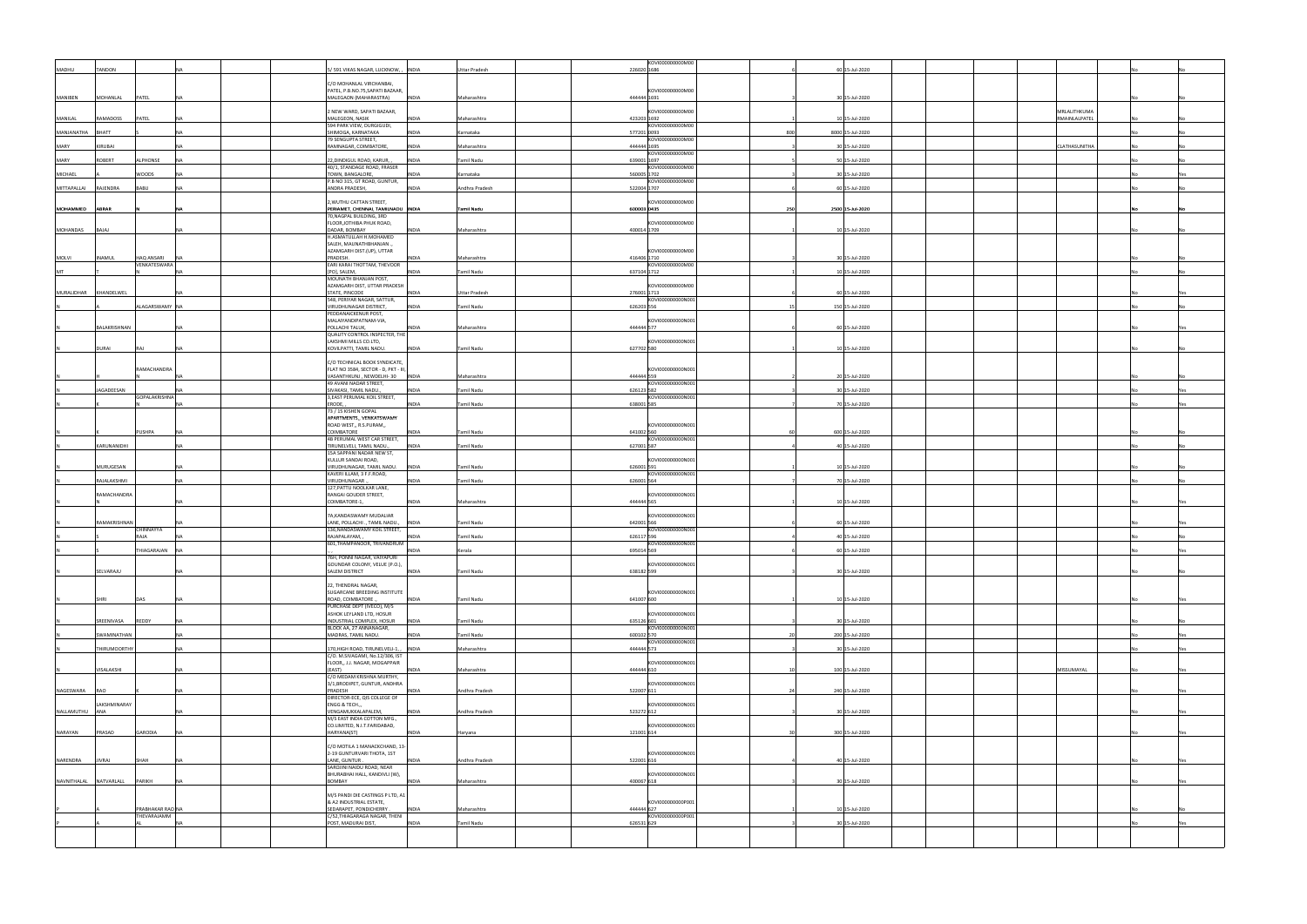| | | | | | | | | | | | | | | | | | | | | | | |
|---|---|---|---|---|---|---|---|---|---|---|---|---|---|---|---|---|---|---|---|---|---|---|
| MADHU | TANDON | | NA | | | 5/ 591 VIKAS NAGAR, LUCKNOW, , | INDIA | Uttar Pradesh | | 226020 | KOVI000000000M0001686 | | 6 | 60 | 15-Jul-2020 | | | | | | No | No |
| MANIBEN | MOHANLAL | PATEL | NA | | | C/O MOHANLAL VIRCHANBAI, PATEL, P.B.NO.75,SAPATI BAZAAR, MALEGAON (MAHARASTRA) | INDIA | Maharashtra | | 444444 | KOVI000000000M0001691 | | 3 | 30 | 15-Jul-2020 | | | | | | No | No |
| MANILAL | RAMADOSS | PATEL | NA | | | 2 NEW WARD, SAPATI BAZAAR, MALEGEON, NASIK | INDIA | Maharashtra | | 423203 | KOVI000000000M0001692 | | 1 | 10 | 15-Jul-2020 | | | | MRLALITHKUMA RMAINLALPATEL | | No | No |
| MANJANATHA | BHATT | | NA | | | 594 PARK VIEW, DURGIGUDI, SHIMOGA, KARNATAKA | INDIA | Karnataka | | 577201 | KOVI000000000M0000093 | | 800 | 8000 | 15-Jul-2020 | | | | | | No | No |
| MARY | KIRUBAI | | NA | | | 79 SENGUPTA STREET, RAMNAGAR, COIMBATORE, | INDIA | Maharashtra | | 444444 | KOVI000000000M0001695 | | 3 | 30 | 15-Jul-2020 | | | | CLATHASUNITHA | | No | No |
| MARY | ROBERT | ALPHONSE | NA | | | 22,DINDIGUL ROAD, KARUR, , | INDIA | Tamil Nadu | | 639001 | KOVI000000000M0001697 | | 5 | 50 | 15-Jul-2020 | | | | | | No | No |
| MICHAEL | A | WOODS | NA | | | 40/1, STANDAGE ROAD, FRASER TOWN, BANGALORE, | INDIA | Karnataka | | 560005 | KOVI000000000M0001702 | | 3 | 30 | 15-Jul-2020 | | | | | | No | Yes |
| MITTAPALLAI | RAJENDRA | BABU | NA | | | P.B NO 315, GT ROAD, GUNTUR, ANDRA PRADESH, | INDIA | Andhra Pradesh | | 522004 | KOVI000000000M0001707 | | 6 | 60 | 15-Jul-2020 | | | | | | No | No |
| **MOHAMMED** | **ABRAR** | **N** | **NA** | | | **2,WUTHU CATTAN STREET, PERIAMET, CHENNAI, TAMILNADU** | **INDIA** | **Tamil Nadu** | | **600003** | **KOVI000000000M0000435** | | **250** | **2500** | **15-Jul-2020** | | | | | | **No** | **No** |
| MOHANDAS | BAJAJ | | NA | | | 70,NAGPAL BUILDING, 3RD FLOOR,IOTHIBA PHUK ROAD, DADAR, BOMBAY | INDIA | Maharashtra | | 400014 | KOVI000000000M0001709 | | 1 | 10 | 15-Jul-2020 | | | | | | No | No |
| MOLVI | INAMUL | HAQ ANSARI | NA | | | H.ASMATULLAH H.MOHAMED SALEH, MAUNATHBHANJAN , AZAMGARH DIST.(UP), UTTAR PRADESH. | INDIA | Maharashtra | | 416406 | KOVI000000000M0001710 | | 3 | 30 | 15-Jul-2020 | | | | | | No | No |
| MT | | VENKATESWARAN | NA | | | EARI KARAI THOTTAM, THEVOOR (PO), SALEM, | INDIA | Tamil Nadu | | 637104 | KOVI000000000M0001712 | | 1 | 10 | 15-Jul-2020 | | | | | | No | No |
| MURALIDHAR | KHANDELWEL | | NA | | | MOUNATH BHANJAN POST, AZAMGARH DIST, UTTAR PRADESH STATE, PINCODE | INDIA | Uttar Pradesh | | 276001 | KOVI000000000M0001713 | | 6 | 60 | 15-Jul-2020 | | | | | | No | Yes |
| N | A | ALAGARSWAMY | NA | | | 548, PERIYAR NAGAR, SATTUR, VIRUDHUNAGAR DISTRICT, | INDIA | Tamil Nadu | | 626203 | KOVI000000000N001556 | | 15 | 150 | 15-Jul-2020 | | | | | | No | No |
| N | BALAKRISHNAN | | NA | | | PEDDANAICKENUR POST, MALAIYANDIPATNAM-VIA, POLLACHI TALUK, | INDIA | Maharashtra | | 444444 | KOVI000000000N001577 | | 6 | 60 | 15-Jul-2020 | | | | | | No | Yes |
| N | DURAI | RAJ | NA | | | QUALITY CONTROL INSPECTER, THE LAKSHMI MILLS CO LTD, KOVILPATTI, TAMIL NADU. | INDIA | Tamil Nadu | | 627702 | KOVI000000000N001580 | | 1 | 10 | 15-Jul-2020 | | | | | | No | No |
| N | H | RAMACHANDRAN | NA | | | C/O TECHNICAL BOOK SYNDICATE, FLAT NO 3584, SECTOR - D, PKT - III, VASANTHKUNJ , NEWDELHI- 30 | INDIA | Maharashtra | | 444444 | KOVI000000000N001559 | | 2 | 20 | 15-Jul-2020 | | | | | | No | No |
| N | JAGADEESAN | | NA | | | 49 AVANI NADAR STREET, SIVAKASI, TAMIL NADU., | INDIA | Tamil Nadu | | 626123 | KOVI000000000N001582 | | 3 | 30 | 15-Jul-2020 | | | | | | No | Yes |
| N | K | GOPALAKRISHNAN | NA | | | 3,EAST PERUMAL KOIL STREET, ERODE, , | INDIA | Tamil Nadu | | 638001 | KOVI000000000N001585 | | 7 | 70 | 15-Jul-2020 | | | | | | No | Yes |
| N | K | PUSHPA | NA | | | 73 / 15 KISHEN GOPAL APARTMENTS., VENKATSWAMY ROAD WEST., R.S.PURAM., COIMBATORE | INDIA | Tamil Nadu | | 641002 | KOVI000000000N001560 | | 60 | 600 | 15-Jul-2020 | | | | | | No | No |
| N | KARUNANIDHI | | NA | | | 48 PERUMAL WEST CAR STREET, TIRUNELVELI, TAMIL NADU., | INDIA | Tamil Nadu | | 627001 | KOVI000000000N001587 | | 4 | 40 | 15-Jul-2020 | | | | | | No | No |
| N | MURUGESAN | | NA | | | 15A SAPPANI NADAR NEW ST, KULLUR SANDAI ROAD, VIRUDHUNAGAR, TAMIL NADU. | INDIA | Tamil Nadu | | 626001 | KOVI000000000N001591 | | 1 | 10 | 15-Jul-2020 | | | | | | No | No |
| N | RAJALAKSHMI | | NA | | | KAVERI ILLAM, 3 F.F.ROAD, VIRUDHUNAGAR , | INDIA | Tamil Nadu | | 626001 | KOVI000000000N001564 | | 7 | 70 | 15-Jul-2020 | | | | | | No | No |
| N | RAMACHANDRAN | | NA | | | 127,PATTU NOOLKAR LANE, RANGAI GOUDER STREET, COIMBATORE-1, | INDIA | Maharashtra | | 444444 | KOVI000000000N001565 | | 1 | 10 | 15-Jul-2020 | | | | | | No | Yes |
| N | RAMAKRISHNAN | | NA | | | 7A,KANDASWAMY MUDALIAR LANE, POLLACHI , TAMIL NADU, , | INDIA | Tamil Nadu | | 642001 | KOVI000000000N001566 | | 6 | 60 | 15-Jul-2020 | | | | | | No | Yes |
| N | S | CHINNAYYA RAJA | NA | | | 136,NANDASWAMY KOIL STREET, RAJAPALAYAM, , | INDIA | Tamil Nadu | | 626117 | KOVI000000000N001596 | | 4 | 40 | 15-Jul-2020 | | | | | | No | No |
| N | S | THIAGARAJAN | NA | | | 601,THAMPANOOR, TRIVANDRUM , , | INDIA | Kerala | | 695014 | KOVI000000000N001569 | | 6 | 60 | 15-Jul-2020 | | | | | | No | Yes |
| N | SELVARAJU | | NA | | | 76H, PONNI NAGAR, VAIYAPURI GOUNDAR COLONY, VELUE (P.O.), SALEM DISTRICT | INDIA | Tamil Nadu | | 638182 | KOVI000000000N001599 | | 3 | 30 | 15-Jul-2020 | | | | | | No | No |
| N | SHRI | DAS | NA | | | 22, THENDRAL NAGAR, SUGARCANE BREEDING INSTITUTE ROAD, COIMBATORE , | INDIA | Tamil Nadu | | 641007 | KOVI000000000N001600 | | 1 | 10 | 15-Jul-2020 | | | | | | No | Yes |
| N | SREENIVASA | REDDY | NA | | | PURCHASE DEPT (IVECO), M/S ASHOK LEYLAND LTD, HOSUR INDUSTRIAL COMPLEX, HOSUR | INDIA | Tamil Nadu | | 635126 | KOVI000000000N001601 | | 3 | 30 | 15-Jul-2020 | | | | | | No | No |
| N | SWAMINATHAN | | NA | | | BLOCK AA, 27 ANNANAGAR, MADRAS, TAMIL NADU. | INDIA | Tamil Nadu | | 600102 | KOVI000000000N001570 | | 20 | 200 | 15-Jul-2020 | | | | | | No | Yes |
| N | THIRUMOORTHY | | NA | | | 170,HIGH ROAD, TIRUNELVELI-1, , | INDIA | Maharashtra | | 444444 | KOVI000000000N001573 | | 3 | 30 | 15-Jul-2020 | | | | | | No | Yes |
| N | VISALAKSHI | | NA | | | C/O. M.SIVAGAMI, No.12/306, IST FLOOR,, J.J. NAGAR, MOGAPPAIR (EAST) | INDIA | Maharashtra | | 444444 | KOVI000000000N001610 | | 10 | 100 | 15-Jul-2020 | | | | MISSUMAYAL | | No | Yes |
| NAGESWARA | RAO | K | NA | | | C/O MEDAM KRISHNA MURTHY, 3/1,BRODIPET, GUNTUR, ANDHRA PRADESH | INDIA | Andhra Pradesh | | 522007 | KOVI000000000N001611 | | 24 | 240 | 15-Jul-2020 | | | | | | No | Yes |
| NALLAMUTHU | LAKSHMINARAYANA | | NA | | | DIRECTOR-ECE, DJS COLLEGE OF ENGG & TECH.,, VENGAMUKKALAPALEM, | INDIA | Andhra Pradesh | | 523272 | KOVI000000000N001612 | | 3 | 30 | 15-Jul-2020 | | | | | | No | Yes |
| NARAYAN | PRASAD | GARODIA | NA | | | M/S EAST INDIA COTTON MFG., CO.LIMITED, N.I.T.FARIDABAD, HARYANA(ST) | INDIA | Haryana | | 121001 | KOVI000000000N001614 | | 30 | 300 | 15-Jul-2020 | | | | | | No | Yes |
| NARENDRA | JIVRAJ | SHAH | NA | | | C/O MOTILA 1 MANACKCHAND, 13-2-19 GUNTURVARI THOTA, 1ST LANE, GUNTUR . | INDIA | Andhra Pradesh | | 522001 | KOVI000000000N001616 | | 4 | 40 | 15-Jul-2020 | | | | | | No | Yes |
| NAVNITHLAL | NATVARLALL | PARIKH | NA | | | SAROJINI NAIDU ROAD, NEAR BHURABHAI HALL, KANDIVLI (W), BOMBAY | INDIA | Maharashtra | | 400067 | KOVI000000000N001618 | | 3 | 30 | 15-Jul-2020 | | | | | | No | Yes |
| P | A | PRABHAKAR RAO | NA | | | M/S PANDI DIE CASTINGS P LTD, A1 & A2 INDUSTRIAL ESTATE, SEDARAPET, PONDICHERRY . | INDIA | Maharashtra | | 444444 | KOVI000000000P001627 | | 1 | 10 | 15-Jul-2020 | | | | | | No | No |
| P | A | THEVARAJAMMAL | NA | | | C/52,THIAGARAGA NAGAR, THENI POST, MADURAI DIST, | INDIA | Tamil Nadu | | 626531 | KOVI000000000P001629 | | 3 | 30 | 15-Jul-2020 | | | | | | No | Yes |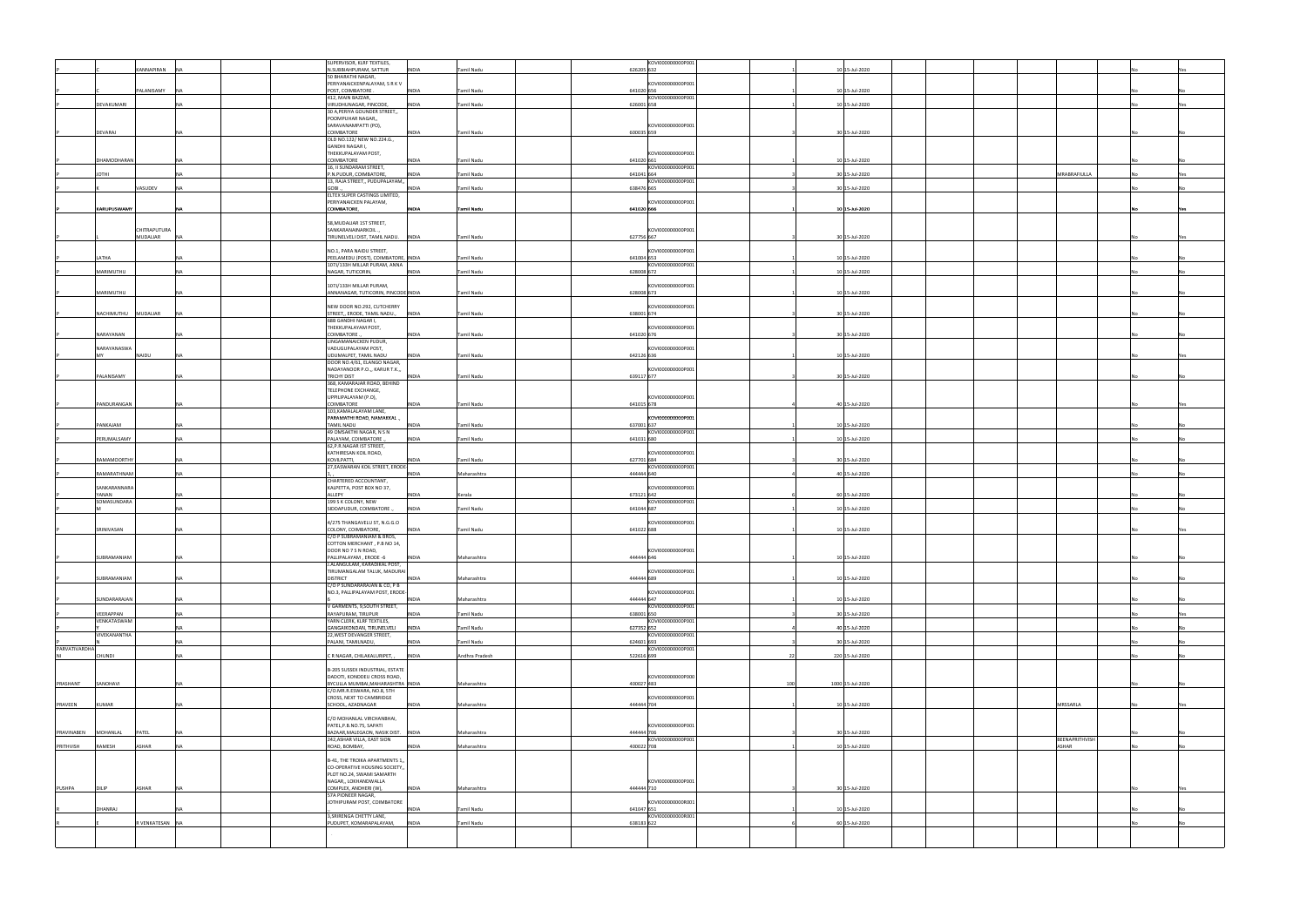| | | | | | | | | | | | | | | | | | | | | | | |
|---|---|---|---|---|---|---|---|---|---|---|---|---|---|---|---|---|---|---|---|---|---|---|
| P | C | KANNAPIRAN | NA | | | SUPERVISOR, KLRF TEXTILES, N.SUBBIAHPURAM, SATTUR | INDIA | Tamil Nadu | | 626205 | KOVI000000000P001632 | | 1 | 10 | 15-Jul-2020 | | | | | | No | Yes |
| P | C | PALANISAMY | NA | | | 50 BHARATHI NAGAR, PERIYANAICKENPALAYAM, S R K V POST, COIMBATORE . | INDIA | Tamil Nadu | | 641020 | KOVI000000000P001656 | | 1 | 10 | 15-Jul-2020 | | | | | | No | No |
| P | DEVAKUMARI | | NA | | | 412, MAIN BAZZAR, VIRUDHUNAGAR, PINCODE, | INDIA | Tamil Nadu | | 626001 | KOVI000000000P001658 | | 1 | 10 | 15-Jul-2020 | | | | | | No | Yes |
| P | DEVARAJ | | NA | | | 30 A,PERIYA GOUNDER STREET,, POOMPUHAR NAGAR,, SARAVANAMPATTI (PO), COIMBATORE | INDIA | Tamil Nadu | | 600035 | KOVI000000000P001659 | | 3 | 30 | 15-Jul-2020 | | | | | | No | No |
| P | DHAMODHARAN | | NA | | | OLD NO.122/ NEW NO.224.G., GANDHI NAGAR I, THEKKUPALAYAM POST, COIMBATORE | INDIA | Tamil Nadu | | 641020 | KOVI000000000P001661 | | 1 | 10 | 15-Jul-2020 | | | | | | No | No |
| P | JOTHI | | NA | | | 16, II SUNDARAM STREET, P.N.PUDUR, COIMBATORE, | INDIA | Tamil Nadu | | 641041 | KOVI000000000P001664 | | 3 | 30 | 15-Jul-2020 | | | | MRABRAFIULLA | | No | Yes |
| P | K | VASUDEV | NA | | | 13, RAJA STREET,, PUDUPALAYAM,, GOBI ., | INDIA | Tamil Nadu | | 638476 | KOVI000000000P001665 | | 3 | 30 | 15-Jul-2020 | | | | | | No | No |
| P | KARUPUSWAMY | | NA | | | ELTEX SUPER CASTINGS LIMITED, PERIYANAICKEN PALAYAM, COIMBATORE, | INDIA | Tamil Nadu | | 641020 | KOVI000000000P001666 | | 1 | 10 | 15-Jul-2020 | | | | | | No | Yes |
| P | | CHITRAPUTURA MUDALIAR | NA | | | 58,MUDALIAR 1ST STREET, SANKARANAINARKOIL ., TIRUNELVELI DIST, TAMIL NADU. | INDIA | Tamil Nadu | | 627756 | KOVI000000000P001667 | | 3 | 30 | 15-Jul-2020 | | | | | | No | Yes |
| P | LATHA | | NA | | | NO.1, PARA NAIDU STREET, PEELAMEDU (POST), COIMBATORE, | INDIA | Tamil Nadu | | 641004 | KOVI000000000P001653 | | 1 | 10 | 15-Jul-2020 | | | | | | No | No |
| P | MARIMUTHU | | NA | | | 107/133H MILLAR PURAM, ANNA NAGAR, TUTICORIN, | INDIA | Tamil Nadu | | 628008 | KOVI000000000P001672 | | 1 | 10 | 15-Jul-2020 | | | | | | No | No |
| P | MARIMUTHU | | NA | | | 107/133H MILLAR PURAM, ANNANAGAR, TUTICORIN, PINCODE | INDIA | Tamil Nadu | | 628008 | KOVI000000000P001673 | | 1 | 10 | 15-Jul-2020 | | | | | | No | No |
| P | NACHIMUTHU | MUDALIAR | NA | | | NEW DOOR NO.292, CUTCHERRY STREET,, ERODE, TAMIL NADU., | INDIA | Tamil Nadu | | 638001 | KOVI000000000P001674 | | 3 | 30 | 15-Jul-2020 | | | | | | No | No |
| P | NARAYANAN | | NA | | | 68B GANDHI NAGAR I, THEKKUPALAYAM POST, COIMBATORE ., | INDIA | Tamil Nadu | | 641020 | KOVI000000000P001676 | | 3 | 30 | 15-Jul-2020 | | | | | | No | No |
| P | NARAYANASWAMY | NAIDU | NA | | | LINGAMANAICKEN PUDUR, VADUGUPALAYAM POST, UDUMALPET, TAMIL NADU | INDIA | Tamil Nadu | | 642126 | KOVI000000000P001636 | | 1 | 10 | 15-Jul-2020 | | | | | | No | Yes |
| P | PALANISAMY | | NA | | | DOOR NO.4/61, ELANGO NAGAR, NADAYANOOR P.O.,, KARUR T.K.,, TRICHY DIST | INDIA | Tamil Nadu | | 639117 | KOVI000000000P001677 | | 3 | 30 | 15-Jul-2020 | | | | | | No | No |
| P | PANDURANGAN | | NA | | | 368, KAMARAJAR ROAD, BEHIND TELEPHONE EXCHANGE, UPPILIPALAYAM (P.O), COIMBATORE | INDIA | Tamil Nadu | | 641015 | KOVI000000000P001678 | | 4 | 40 | 15-Jul-2020 | | | | | | No | Yes |
| P | PANKAJAM | | NA | | | 103,KAMALALAYAM LANE, PARAMATHI ROAD, NAMAKKAL ., TAMIL NADU | INDIA | Tamil Nadu | | 637001 | KOVI000000000P001637 | | 1 | 10 | 15-Jul-2020 | | | | | | No | No |
| P | PERUMALSAMY | | NA | | | 49 OMSAKTHI NAGAR, N S N PALAYAM, COIMBATORE ., | INDIA | Tamil Nadu | | 641031 | KOVI000000000P001680 | | 1 | 10 | 15-Jul-2020 | | | | | | No | No |
| P | RAMAMOORTHY | | NA | | | 62,P.R.NAGAR IST STREET, KATHIRESAN KOIL ROAD, KOVILPATTI, | INDIA | Tamil Nadu | | 627701 | KOVI000000000P001684 | | 3 | 30 | 15-Jul-2020 | | | | | | No | No |
| P | RAMARATHNAM | | NA | | | 27,EASWARAN KOIL STREET, ERODE-1., | INDIA | Maharashtra | | 444444 | KOVI000000000P001640 | | 4 | 40 | 15-Jul-2020 | | | | | | No | No |
| P | SANKARANNARAYANAN | | NA | | | CHARTERED ACCOUNTANT, KALPETTA, POST BOX NO.37, ALLEPY | INDIA | Kerala | | 673121 | KOVI000000000P001642 | | 6 | 60 | 15-Jul-2020 | | | | | | No | No |
| P | SOMASUNDARAM | | NA | | | 199 S K COLONY, NEW SIDDAPUDUR, COIMBATORE ., | INDIA | Tamil Nadu | | 641044 | KOVI000000000P001687 | | 1 | 10 | 15-Jul-2020 | | | | | | No | No |
| P | SRINIVASAN | | NA | | | 4/275 THANGAVELU ST, N.G.G.O COLONY, COIMBATORE, | INDIA | Tamil Nadu | | 641022 | KOVI000000000P001688 | | 1 | 10 | 15-Jul-2020 | | | | | | No | Yes |
| P | SUBRAMANIAM | | NA | | | C/O P SUBRAMANIAM & BROS, COTTON MERCHANT , P.B NO 14, DOOR NO 7 S N ROAD, PALLIPALAYAM , ERODE -6 | INDIA | Maharashtra | | 444444 | KOVI000000000P001646 | | 1 | 10 | 15-Jul-2020 | | | | | | No | No |
| P | SUBRAMANIAM | | NA | | | I.ALANGULAM, KARADIKAL POST, TIRUMANGALAM TALUK, MADURAI DISTRICT | INDIA | Maharashtra | | 444444 | KOVI000000000P001689 | | 1 | 10 | 15-Jul-2020 | | | | | | No | No |
| P | SUNDARARAJAN | | NA | | | C/O P SUNDARARAJAN & CO, P B NO.3, PALLIPALAYAM POST, ERODE-6 | INDIA | Maharashtra | | 444444 | KOVI000000000P001647 | | 1 | 10 | 15-Jul-2020 | | | | | | No | No |
| P | VEERAPPAN | | NA | | | V GARMENTS, 9,SOUTH STREET, RAYAPURAM, TIRUPUR | INDIA | Tamil Nadu | | 638001 | KOVI000000000P001650 | | 3 | 30 | 15-Jul-2020 | | | | | | No | Yes |
| P | VENKATASWAMY | | NA | | | YARN CLERK, KLRF TEXTILES, GANGAIKONDAN, TIRUNELVELI | INDIA | Tamil Nadu | | 627352 | KOVI000000000P001652 | | 4 | 40 | 15-Jul-2020 | | | | | | No | No |
| P | VIVEKANANTHAN | | NA | | | 22,WEST DEVANGER STREET, PALANI, TAMILNADU, | INDIA | Tamil Nadu | | 624601 | KOVI000000000P001693 | | 3 | 30 | 15-Jul-2020 | | | | | | No | No |
| PARVATIVARDHANI | CHUNDI | | | | | C R NAGAR, CHILAKALURIPET, , | INDIA | Andhra Pradesh | | 522616 | KOVI000000000P001699 | | 22 | 220 | 15-Jul-2020 | | | | | | No | No |
| PRASHANT | SANGHAVI | | NA | | | B-205 SUSSEX INDUSTRIAL, ESTATE DADOTI, KONDDEU CROSS ROAD, BYCULLA MUMBAI,MAHARASHTRA | INDIA | Maharashtra | | 400027 | KOVI000000000P000483 | | 100 | 1000 | 15-Jul-2020 | | | | | | No | No |
| PRAVEEN | KUMAR | | NA | | | C/O MR.R.ESWARA, NO.8, 5TH CROSS, NEXT TO CAMBRIDGE SCHOOL, AZADNAGAR | INDIA | Maharashtra | | 444444 | KOVI000000000P001704 | | 1 | 10 | 15-Jul-2020 | | | | MRSSARLA | | No | Yes |
| PRAVINABEN | MOHANLAL | PATEL | NA | | | C/O MOHANLAL VIRCHANBHAI, PATEL,P.B.NO.75, SAPATI BAZAAR,MALEGAON, NASIK DIST. | INDIA | Maharashtra | | 444444 | KOVI000000000P001706 | | 3 | 30 | 15-Jul-2020 | | | | | | No | No |
| PRITHVISH | RAMESH | ASHAR | NA | | | 242,ASHAR VILLA, EAST SION ROAD, BOMBAY, | INDIA | Maharashtra | | 400022 | KOVI000000000P001708 | | 1 | 10 | 15-Jul-2020 | | | | BEENAPRITHVISH ASHAR | | No | No |
| PUSHPA | DILIP | ASHAR | NA | | | B-41, THE TROIKA APARTMENTS 1,, CO-OPERATIVE HOUSING SOCIETY,, PLOT NO.24, SWAMI SAMARTH NAGAR,, LOKHANDWALLA COMPLEX, ANDHERI (W), | INDIA | Maharashtra | | 444444 | KOVI000000000P001710 | | 3 | 30 | 15-Jul-2020 | | | | | | No | Yes |
| R | DHANRAJ | | NA | | | 57A PIONEER NAGAR, JOTHIPURAM POST, COIMBATORE | INDIA | Tamil Nadu | | 641047 | KOVI000000000R001651 | | 1 | 10 | 15-Jul-2020 | | | | | | No | No |
| R | E | R VENKATESAN | NA | | | 3,SRIRENGA CHETTY LANE, PUDUPET, KOMARAPALAYAM, | INDIA | Tamil Nadu | | 638183 | KOVI000000000R001622 | | 6 | 60 | 15-Jul-2020 | | | | | | No | No |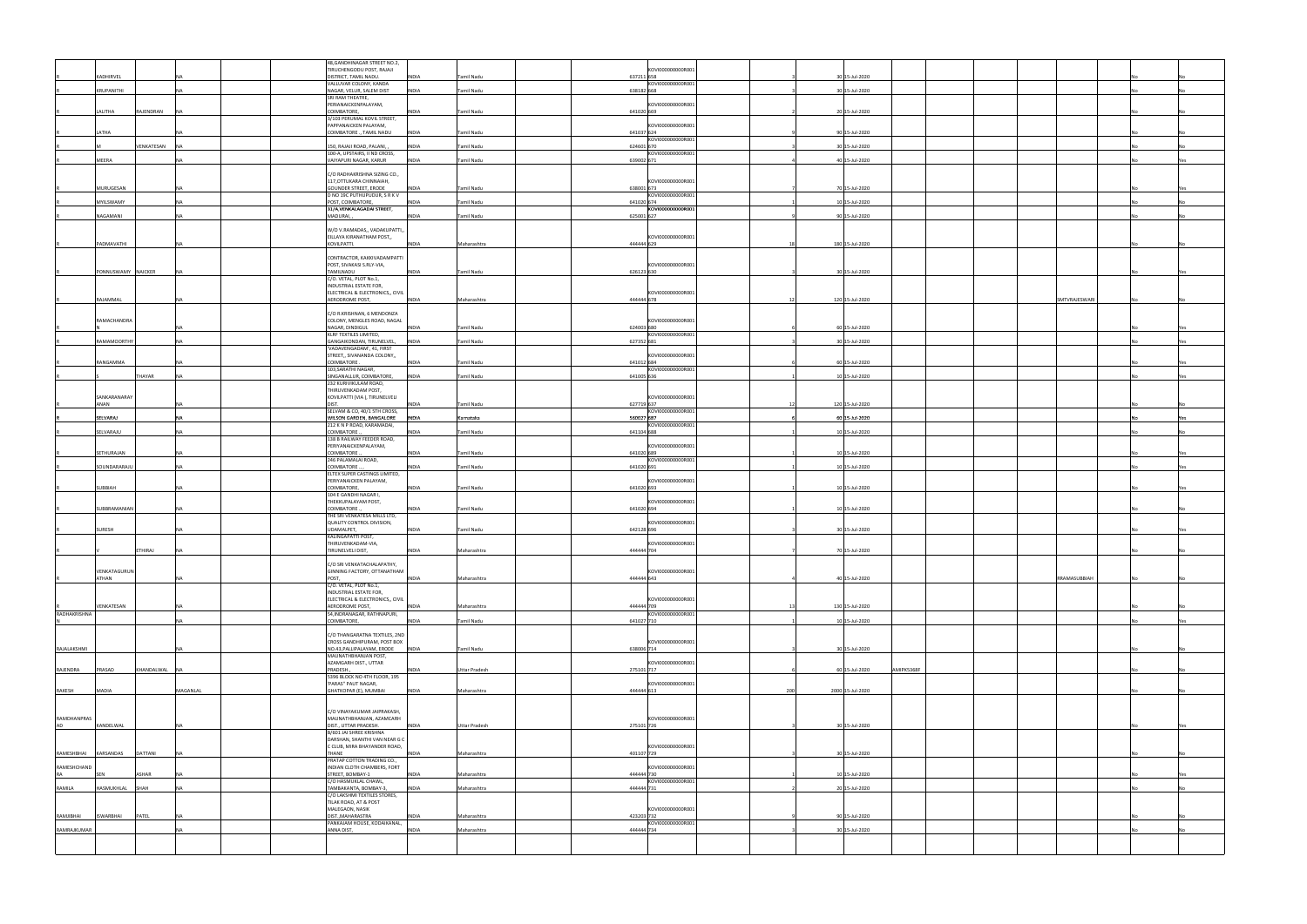| | | | | | | | | | | | | | | | | | | | | | | | |
|---|---|---|---|---|---|---|---|---|---|---|---|---|---|---|---|---|---|---|---|---|---|---|---|
| R | KADHIRVEL | | NA | | | | 48,GANDHINAGAR STREET NO.2, TIRUCHENGODU POST, RAJAJI DISTRICT, TAMIL NADU | INDIA | Tamil Nadu | | 637211 | KOVI000000000R001658 | | 3 | 30 | 15-Jul-2020 | | | | | | No | No |
| R | KRUPANITHI | | NA | | | | VALLUVAR COLONY, KANDA NAGAR, VELUR, SALEM DIST | INDIA | Tamil Nadu | | 638182 | KOVI000000000R001668 | | 3 | 30 | 15-Jul-2020 | | | | | | No | No |
| R | LALITHA | RAJENDRAN | NA | | | | SRI RAM THEATRE, PERIYANAICKENPALAYAM, COIMBATORE, | INDIA | Tamil Nadu | | 641020 | KOVI000000000R001669 | | 2 | 20 | 15-Jul-2020 | | | | | | No | No |
| R | LATHA | | NA | | | | 3/103 PERUMAL KOVIL STREET, PAPPANAICKEN PALAYAM, COIMBATORE ., TAMIL NADU | INDIA | Tamil Nadu | | 641037 | KOVI000000000R001624 | | 9 | 90 | 15-Jul-2020 | | | | | | No | No |
| | M | VENKATESAN | NA | | | | 150, RAJAJI ROAD, PALANI, , | INDIA | Tamil Nadu | | 624601 | KOVI000000000R001670 | | 3 | 30 | 15-Jul-2020 | | | | | | No | No |
| R | MEERA | | NA | | | | 100-A, UPSTAIRS, II ND CROSS, VAIYAPURI NAGAR, KARUR | INDIA | Tamil Nadu | | 639002 | KOVI000000000R001671 | | 4 | 40 | 15-Jul-2020 | | | | | | No | Yes |
| R | MURUGESAN | | NA | | | | C/O RADHAKRISHNA SIZING CO., 117,OTTUKARA CHINNAIAH, GOUNDER STREET, ERODE | INDIA | Tamil Nadu | | 638001 | KOVI000000000R001673 | | 7 | 70 | 15-Jul-2020 | | | | | | No | Yes |
| R | MYILSWAMY | | NA | | | | D NO 10C PUTHUPUDUR, S R K V POST, COIMBATORE, | INDIA | Tamil Nadu | | 641020 | KOVI000000000R001674 | | 1 | 10 | 15-Jul-2020 | | | | | | No | No |
| R | NAGAMANI | | NA | | | | 31/A,VENKALAGADAI STREET, MADURAI, , | INDIA | Tamil Nadu | | 625001 | KOVI000000000R001627 | | 9 | 90 | 15-Jul-2020 | | | | | | No | No |
| R | PADMAVATHI | | NA | | | | W/O V.RAMADAS,, VADAKUPATTI,, EILLAYA KIRANATHAM POST,, KOVILPATTI. | INDIA | Maharashtra | | 444444 | KOVI000000000R001629 | | 18 | 180 | 15-Jul-2020 | | | | | | No | No |
| R | PONNUSWAMY | NAICKER | NA | | | | CONTRACTOR, KAKKIVADAMPATTI POST, SIVAKASI S.RLY-VIA, TAMILNADU | INDIA | Tamil Nadu | | 626123 | KOVI000000000R001630 | | 3 | 30 | 15-Jul-2020 | | | | | | No | Yes |
| R | RAJAMMAL | | NA | | | | C/O. VETAL, PLOT No.1, INDUSTRIAL ESTATE FOR, ELECTRICAL & ELECTRONICS,, CIVIL AERODROME POST, | INDIA | Maharashtra | | 444444 | KOVI000000000R001678 | | 12 | 120 | 15-Jul-2020 | | | | SMTVRAJESWARI | | No | No |
| R | RAMACHANDRAN | | NA | | | | C/O R.KRISHNAN, 6 MENDONZA COLONY, MENGLES ROAD, NAGAL NAGAR, DINDIGUL | INDIA | Tamil Nadu | | 624003 | KOVI000000000R001680 | | 6 | 60 | 15-Jul-2020 | | | | | | No | Yes |
| R | RAMAMOORTHY | | NA | | | | KLRF TEXTILES LIMITED, GANGAIKONDAN, TIRUNELVEL, | INDIA | Tamil Nadu | | 627352 | KOVI000000000R001681 | | 3 | 30 | 15-Jul-2020 | | | | | | No | Yes |
| R | RANGAMMA | | NA | | | | 'VADAVENGADAM', 41, FIRST STREET,, SIVANANDA COLONY,, COIMBATORE . | INDIA | Tamil Nadu | | 641012 | KOVI000000000R001684 | | 6 | 60 | 15-Jul-2020 | | | | | | No | Yes |
| | S | THAYAR | NA | | | | 103,SARATHI NAGAR, SINGANALLUR, COIMBATORE, | INDIA | Tamil Nadu | | 641005 | KOVI000000000R001636 | | 1 | 10 | 15-Jul-2020 | | | | | | No | Yes |
| R | SANKARANARAYANAN | | NA | | | | 232 KURIVIKULAM ROAD, THIRUVENKADAM POST, KOVILPATTI (VIA ), TIRUNELVELI DIST. | INDIA | Tamil Nadu | | 627719 | KOVI000000000R001637 | | 12 | 120 | 15-Jul-2020 | | | | | | No | No |
| R | SELVARAJ | | NA | | | | SELVAM & CO, 40/1 5TH CROSS, WILSON GARDEN, BANGALORE | INDIA | Karnataka | | 560027 | KOVI000000000R001687 | | 6 | 60 | 15-Jul-2020 | | | | | | No | Yes |
| R | SELVARAJU | | NA | | | | 212 K N P ROAD, KARAMADAI, COIMBATORE ., | INDIA | Tamil Nadu | | 641104 | KOVI000000000R001688 | | 1 | 10 | 15-Jul-2020 | | | | | | No | No |
| R | SETHURAJAN | | NA | | | | 138 B RAILWAY FEEDER ROAD, PERIYANAICKENPALAYAM, COIMBATORE ., | INDIA | Tamil Nadu | | 641020 | KOVI000000000R001689 | | 1 | 10 | 15-Jul-2020 | | | | | | No | Yes |
| R | SOUNDARARAJU | | NA | | | | 246 PALAMALAI ROAD, COIMBATORE .,, | INDIA | Tamil Nadu | | 641020 | KOVI000000000R001691 | | 1 | 10 | 15-Jul-2020 | | | | | | No | Yes |
| R | SUBBIAH | | NA | | | | ELTEX SUPER CASTINGS LIMITED, PERIYANAICKEN PALAYAM, COIMBATORE, | INDIA | Tamil Nadu | | 641020 | KOVI000000000R001693 | | 1 | 10 | 15-Jul-2020 | | | | | | No | Yes |
| R | SUBBRAMANIAN | | NA | | | | 104 E GANDHI NAGAR I, THEKKUPALAYAM POST, COIMBATORE ., | INDIA | Tamil Nadu | | 641020 | KOVI000000000R001694 | | 1 | 10 | 15-Jul-2020 | | | | | | No | No |
| R | SURESH | | NA | | | | THE SRI VENKATESA MILLS LTD, QUALITY CONTROL DIVISION, UDAMALPET, | INDIA | Tamil Nadu | | 642128 | KOVI000000000R001696 | | 3 | 30 | 15-Jul-2020 | | | | | | No | Yes |
| | V | ETHIRAJ | NA | | | | KALINGAPATTI POST, THIRUVENKADAM-VIA, TIRUNELVELI DIST, | INDIA | Maharashtra | | 444444 | KOVI000000000R001704 | | 7 | 70 | 15-Jul-2020 | | | | | | No | No |
| R | VENKATAGURUNATHAN | | NA | | | | C/O SRI VENKATACHALAPATHY, GINNING FACTORY, OTTANATHAM POST, | INDIA | Maharashtra | | 444444 | KOVI000000000R001643 | | 4 | 40 | 15-Jul-2020 | | | | RRAMASUBBIAH | | No | No |
| R | VENKATESAN | | NA | | | | C/O. VETAL, PLOT No.1, INDUSTRIAL ESTATE FOR, ELECTRICAL & ELECTRONICS,, CIVIL AERODROME POST, | INDIA | Maharashtra | | 444444 | KOVI000000000R001709 | | 13 | 130 | 15-Jul-2020 | | | | | | No | No |
| | RADHAKRISHNAN | | NA | | | | 54,INDRANAGAR, RATHINAPURI, COIMBATORE, | INDIA | Tamil Nadu | | 641027 | KOVI000000000R001710 | | 1 | 10 | 15-Jul-2020 | | | | | | No | Yes |
| | RAJALAKSHMI | | NA | | | | C/O THANGARATNA TEXTILES, 2ND CROSS GANDHIPURAM, POST BOX NO.43,PALLIPALAYAM, ERODE | INDIA | Tamil Nadu | | 638006 | KOVI000000000R001714 | | 3 | 30 | 15-Jul-2020 | | | | | | No | No |
| | RAJENDRA | PRASAD | KHANDALWAL | NA | | | MAUNATHBHANJAN POST, AZAMGARH DIST., UTTAR PRADESH, | INDIA | Uttar Pradesh | | 275101 | KOVI000000000R001717 | | 6 | 60 | 15-Jul-2020 | AMIPK5368F | | | | | No | No |
| | RAKESH | MADIA | | MAGANLAL | | | 5396 BLOCK NO 4TH FLOOR, 195 "PARAS" PAUT NAGAR, GHATKOPAR (E), MUMBAI | INDIA | Maharashtra | | 444444 | KOVI000000000R001613 | | 200 | 2000 | 15-Jul-2020 | | | | | | No | No |
| | RAMDHANPRASAD | KANDELWAL | NA | | | | C/O VINAYAKUMAR JAIPRAKASH, MAUNATHBHANJAN, AZAMGARH DIST., UTTAR PRADESH | INDIA | Uttar Pradesh | | 275101 | KOVI000000000R001726 | | 3 | 30 | 15-Jul-2020 | | | | | | No | Yes |
| | RAMESHBHAI | KARSANDAS | DATTANI | NA | | | B/601 JAI SHREE KRISHNA DARSHAN, SHANTHI VAN NEAR G C C CLUB, MIRA BHAYANDER ROAD, THANE | INDIA | Maharashtra | | 401107 | KOVI000000000R001729 | | 3 | 30 | 15-Jul-2020 | | | | | | No | No |
| | RAMESHCHANDRA | SEN | ASHAR | NA | | | PRATAP COTTON TRADING CO., INDIAN CLOTH CHAMBERS, FORT STREET, BOMBAY-1 | INDIA | Maharashtra | | 444444 | KOVI000000000R001730 | | 1 | 10 | 15-Jul-2020 | | | | | | No | Yes |
| | RAMILA | HASMUKHLAL | SHAH | NA | | | C/O HASMUKLAL CHAWL, TAMBAKANTA, BOMBAY-3, | INDIA | Maharashtra | | 444444 | KOVI000000000R001731 | | 2 | 20 | 15-Jul-2020 | | | | | | No | No |
| | RAMJIBHAI | ISWARBHAI | PATEL | NA | | | C/O LAKSHMI TEXTILES STORES, TILAK ROAD, AT & POST MALEGAON, NASIK DIST.,MAHARASTRA | INDIA | Maharashtra | | 423203 | KOVI000000000R001732 | | 9 | 90 | 15-Jul-2020 | | | | | | No | No |
| | RAMRAJKUMAR | | NA | | | | PANKAJAM HOUSE, KODAIKANAL, ANNA DIST, | INDIA | Maharashtra | | 444444 | KOVI000000000R001734 | | 3 | 30 | 15-Jul-2020 | | | | | | No | No |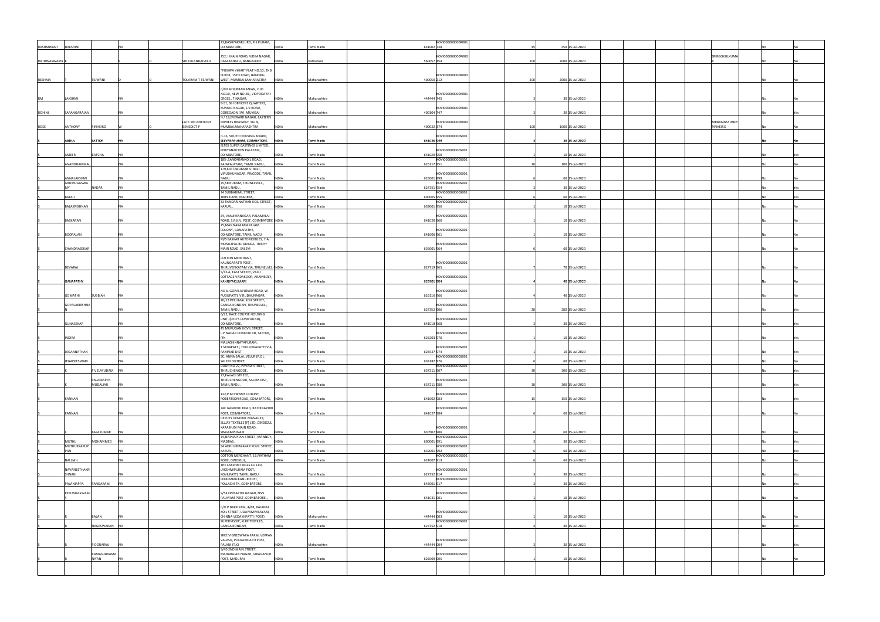| | | | | | | | | | | | | | | | | | | | | | | | | |
|---|---|---|---|---|---|---|---|---|---|---|---|---|---|---|---|---|---|---|---|---|---|---|---|---|
| RASHMIKANT | DAKSHINI | | | NA | | | 23,BASHYAKARLURD, R S PURAM, COIMBATORE, | INDIA | Tamil Nadu | | 641002 | KOVI000000000R001738 | | 45 | 450 | 15-Jul-2020 | | | | | | | No | No |
| RATHINASWAMY | K | | S | | O | SRI KULANDAIVELU | 252, I MAIN ROAD, VIDYA NAGAR, DASARAHALLI, BANGALORE | INDIA | Karnataka | | 560057 | KOVI000000000R000454 | | 200 | 2000 | 15-Jul-2020 | | | | SRIRGOKULKUMAR | | | No | No |
| RESHMA | T | TEJWANI | D | | O | TOLARAM T TEJWANI | "PUSHPA VIHAR" FLAT NO.10, 2ND FLOOR, 15TH ROAD, BANDRA-WEST, MUMBAI,MAHARASTRA | INDIA | Maharashtra | | 400050 | KOVI000000000R000212 | | 200 | 2000 | 15-Jul-2020 | | | | | | | No | No |
| RM | LAKSHMI | | | NA | | | C/O.RM SUBRAMANIAN, OLD NO.10, NEW NO.20,, VIDYODAYA I CROSS,, T.NAGAR, | INDIA | Maharashtra | | 444444 | KOVI000000000R001745 | | 3 | 30 | 15-Jul-2020 | | | | | | | No | No |
| ROHINI | SARANGARAJAN | | | NA | | | B-51, SBI OFFICERS QUARTERS, KURVUD NAGAR, S.V.ROAD, GOREGAON (W), MUMBAI | INDIA | Maharashtra | | 400104 | KOVI000000000R001747 | | 3 | 30 | 15-Jul-2020 | | | | | | | No | Yes |
| ROSE | ANTHONY | PINHEIRO | W | | O | LATE MR ANTHONY BENEDICT P | N / 18,EVERARD NAGAR, EASTERN EXPRESS HIGHWAY, SION, MUMBAI,MAHARASHTRA | INDIA | Maharashtra | | 400022 | KOVI000000000R000574 | | 100 | 1000 | 15-Jul-2020 | | | | MRBRAINSYDNEY PINHEIRO | | | No | No |
| | S | **ABDUL** | **SATTOR** | **NA** | | | **H-16, SOUTH HOUSING BOARD, SELVARAPURAM, COIMBATORE,** | **INDIA** | **Tamil Nadu** | | **641026** | **KOVI000000000S001949** | | **3** | **30** | **15-Jul-2020** | | | | | | | **No** | **No** |
| | S | AMEER | BATCHA | NA | | | ELTEX SUPER CASTINGS LIMITED, PERIYANAICKEN PALAYAM, COIMBATORE, | INDIA | Tamil Nadu | | 641020 | KOVI000000000S001950 | | 1 | 10 | 15-Jul-2020 | | | | | | | No | Yes |
| | S | ANANDHAMMAL | | NA | | | 185-,SANKARANKOIL ROAD, RAJAPALAYAM, TAMIL NADU., | INDIA | Tamil Nadu | | 626117 | KOVI000000000S001951 | | 10 | 100 | 15-Jul-2020 | | | | | | | No | No |
| | S | ANNALAKSHMI | | NA | | | 179,KATTABOMAN STREET, VIRUDHUNAGAR, PINCODE, TAMIL NADU. | INDIA | Tamil Nadu | | 626001 | KOVI000000000S001899 | | 6 | 60 | 15-Jul-2020 | | | | | | | No | No |
| | S | ARUMUGASWAMY | NADAR | NA | | | 25,SRIPURAM, TIRUNELVELI ., TAMIL NADU, | INDIA | Tamil Nadu | | 627351 | KOVI000000000S001954 | | 3 | 30 | 15-Jul-2020 | | | | | | | No | Yes |
| | S | BALAJI | | NA | | | 34 SUBBADRAL STREET, TRIPLICANE, MADRAS, | INDIA | Tamil Nadu | | 600005 | KOVI000000000S001955 | | 6 | 60 | 15-Jul-2020 | | | | | | | No | Yes |
| | S | BALAKRISHNAN | | NA | | | 33 PANDARINATHAN KOIL STREET, KARUR, , | INDIA | Tamil Nadu | | 639001 | KOVI000000000S001956 | | 1 | 10 | 15-Jul-2020 | | | | | | | No | No |
| | S | BASKARAN | | NA | | | 24, VANJIMANAGAR, PALAMALAI ROAD, S.R.K.V. POST, COIMBATORE | INDIA | Tamil Nadu | | 641020 | KOVI000000000S001960 | | 1 | 10 | 15-Jul-2020 | | | | | | | No | No |
| | S | BOOPALAN | | NA | | | 25,MANIYAKARAMPALAM COLONY, GANAPATHY, COIMBATORE, TAMIL NADU | INDIA | Tamil Nadu | | 641006 | KOVI000000000S001961 | | 1 | 10 | 15-Jul-2020 | | | | | | | No | No |
| | S | CHANDRASEKAR | | NA | | | M/S BASKAR AUTOMOBILES, 7-A, MUNICIPAL BUILDINGS, TRICHY MAIN ROAD, SALEM | INDIA | Tamil Nadu | | 636001 | KOVI000000000S001964 | | 6 | 60 | 15-Jul-2020 | | | | | | | No | No |
| | S | DEVARAJ | | NA | | | COTTON MERCHANT, KALINGAPATTI POST, THIRUVENKATAM VIA, TIRUNELVELI | INDIA | Tamil Nadu | | 627719 | KOVI000000000S001965 | | 7 | 70 | 15-Jul-2020 | | | | | | | No | No |
| | S | **GANAPATHY** | | **NA** | | | **5/16 A, EAST STREET, VALLI COTTAGE VADAKOOR, ARAMBOLY, KANNIYAKUMARI** | **INDIA** | **Tamil Nadu** | | **629301** | **KOVI000000000S001904** | | **4** | **40** | **15-Jul-2020** | | | | | | | **No** | **No** |
| | S | GOMATHI | SUBBIAH | NA | | | NO 6, GOPALAPURAM ROAD, W PUDUPATTI, VIRUDHUNAGAR, | INDIA | Tamil Nadu | | 626116 | KOVI000000000S001966 | | 4 | 40 | 15-Jul-2020 | | | | | | | No | No |
| | S | GOPALAKRISHNAN | | NA | | | 76/12 PERUMAL KOIL STREET, GANGAIKONDAN, TIRUNELVELI, TAMIL NADU. | INDIA | Tamil Nadu | | 627352 | KOVI000000000S001906 | | 28 | 280 | 15-Jul-2020 | | | | | | | No | Yes |
| | S | GUNASEKAR | | NA | | | 6/22, RACE COURSE HOUSING UNIT, (DFO'S COMPOUND), COIMBATORE, | INDIA | Tamil Nadu | | 641018 | KOVI000000000S001968 | | 3 | 30 | 15-Jul-2020 | | | | | | | No | Yes |
| | S | INDIRA | | NA | | | 45 MURUGAN KOVIL STREET, L.P.NADAR COMPOUND, SATTUR, PIN | INDIA | Tamil Nadu | | 626203 | KOVI000000000S001970 | | 1 | 10 | 15-Jul-2020 | | | | | | | No | Yes |
| | S | JAGANNATHAN | | NA | | | MALACHINNAYAPURAM, T.SEDAPATTI, THULUKKAPATTI VIA, RAMNAD DIST | INDIA | Tamil Nadu | | 626527 | KOVI000000000S001974 | | 1 | 10 | 15-Jul-2020 | | | | | | | No | Yes |
| | S | JEGADEESWARI | | NA | | | 9C, ANNA SALAI, VELUR (P.O), SALEM DISTRICT, | INDIA | Tamil Nadu | | 638182 | KOVI000000000S001976 | | 6 | 60 | 15-Jul-2020 | | | | | | | No | No |
| | S | | P VELAYUDAM | NA | | | DOOR NO 27, PAVADI STREET, THIRUCHENGODE, | INDIA | Tamil Nadu | | 637211 | KOVI000000000S001907 | | 30 | 300 | 15-Jul-2020 | | | | | | | No | Yes |
| | S | K | PALANIAPPA MUDALIAR | NA | | | 27,PAVADI STREET, THIRUCHENGODU, SALEM DIST, TAMIL NADU. | INDIA | Tamil Nadu | | 637211 | KOVI000000000S001980 | | 30 | 300 | 15-Jul-2020 | | | | | | | No | Yes |
| | S | KANNAN | | NA | | | 132,P.M.SWAMY COLONY, ROBERTSON ROAD, COIMBATORE, | INDIA | Tamil Nadu | | 641002 | KOVI000000000S001983 | | 15 | 150 | 15-Jul-2020 | | | | | | | No | Yes |
| | S | KANNAN | | NA | | | 74C GANDHIJI ROAD, RATHINAPURI POST, COIMBATORE, | INDIA | Tamil Nadu | | 641027 | KOVI000000000S001984 | | 6 | 60 | 15-Jul-2020 | | | | | | | No | No |
| | S | | BALAKUMAR | NA | | | DEPUTY GENERAL MANAGER, ELLJAY TEXTILES (P) LTD, DINDIGUL KARAIKUDI MAIN ROAD, SINGAMPUNARI | INDIA | Tamil Nadu | | 630502 | KOVI000000000S001986 | | 6 | 60 | 15-Jul-2020 | | | | | | | No | No |
| | S | MUTHU | MOHAMMED | NA | | | 34,NAINIAPPAN STREET, MANNDY, MADRAS, | INDIA | Tamil Nadu | | 600001 | KOVI000000000S001991 | | 3 | 30 | 15-Jul-2020 | | | | | | | No | Yes |
| | S | MUTHUKKARUPPAN | | NA | | | 54 ADHI VINAYAKAR KOVIL STREET, KARUR, , | INDIA | Tamil Nadu | | 639001 | KOVI000000000S001992 | | 6 | 60 | 15-Jul-2020 | | | | | | | No | Yes |
| | S | NALLIAH | | NA | | | COTTON MERCHANT, 16,NATHAM RODE, DINDIGUL, | INDIA | Tamil Nadu | | 624007 | KOVI000000000S001913 | | 6 | 60 | 15-Jul-2020 | | | | | | | No | No |
| | S | NAVANEETHAKRISHNAN | | NA | | | THE LAKSHMI MILLS CO LTD, LAKSHMIPURAM POST, KOVILPATTI, TAMIL NADU. | INDIA | Tamil Nadu | | 627352 | KOVI000000000S001914 | | 3 | 30 | 15-Jul-2020 | | | | | | | No | Yes |
| | S | PALANIAPPA | PANDARAM | NA | | | PEDDANAICKANUR POST, POLLACHI TK, COIMBATORE, | INDIA | Tamil Nadu | | 642001 | KOVI000000000S001917 | | 3 | 30 | 15-Jul-2020 | | | | | | | No | Yes |
| | S | PERUMALSWAMY | | NA | | | 9/54 OMSAKTHI NAGAR, NSN PALAYAM POST, COIMBATORE ., , | INDIA | Tamil Nadu | | 641031 | KOVI000000000S002001 | | 1 | 10 | 15-Jul-2020 | | | | | | | No | No |
| | S | R | BALAN | NA | | | C/O P.BAKKIYAM, 4/48, BAJANAI KOIL STREET, UDAYAMPALAYAM, CHINNA VEDAM PATTI (POST) | INDIA | Maharashtra | | 444444 | KOVI000000000S002003 | | 1 | 10 | 15-Jul-2020 | | | | | | | No | No |
| | S | R | NAGESWARAN | NA | | | SUPERVISOR', KLRF TEXTILES, GANGAIKONDAN, | INDIA | Tamil Nadu | | 627352 | KOVI000000000S001918 | | 4 | 40 | 15-Jul-2020 | | | | | | | No | Yes |
| | S | R | P DORAIRAJ | NA | | | SREE VIGNESWARA FARM, VEPPAN VALASU, POOLAMPATTI POST, PALANI (T.K) | INDIA | Maharashtra | | 444444 | KOVI000000000S002004 | | 3 | 30 | 15-Jul-2020 | | | | | | | No | Yes |
| | S | R | RAMASUBRAMANIYAN | NA | | | 5/40 2ND MAIN STREET, MAHARAJAN NAGAR, VIRAGANUR POST, MADURAI | INDIA | Tamil Nadu | | 625009 | KOVI000000000S002005 | | 1 | 10 | 15-Jul-2020 | | | | | | | No | No |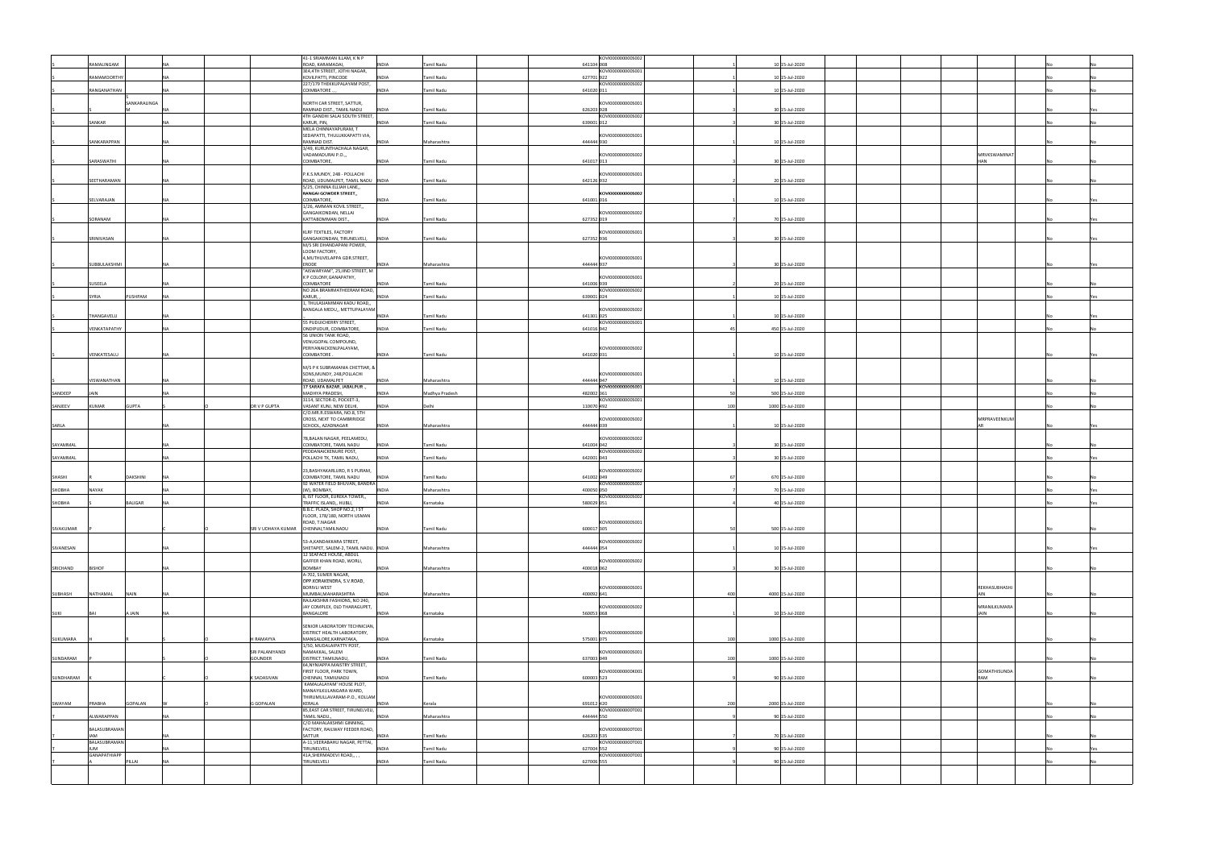| | | | | | | | | | | | | | | | | | | | | | |
|---|---|---|---|---|---|---|---|---|---|---|---|---|---|---|---|---|---|---|---|---|---|
| S | RAMALINGAM | | NA | | | 41-1 SRIAMMAN ILLAM, K N P ROAD, KARAMADAI, | INDIA | Tamil Nadu | | 641104 | KOVI0000000000S002008 | | 1 | 10 | 15-Jul-2020 | | | | | No | No |
| S | RAMAMOORTHY | | NA | | | 3E4,4TH STREET, JOTHI NAGAR, KOVILPATTI, PINCODE | INDIA | Tamil Nadu | | 627701 | KOVI0000000000S001922 | | 1 | 10 | 15-Jul-2020 | | | | | No | No |
| S | RANGANATHAN | | NA | | | 227/179 THEKKUPALAYAM POST, COIMBATORE ,,, | INDIA | Tamil Nadu | | 641020 | KOVI0000000000S002011 | | 1 | 10 | 15-Jul-2020 | | | | | No | No |
| S | S | SANKARALINGAM | NA | | | NORTH CAR STREET, SATTUR, RAMNAD DIST., TAMIL NADU | INDIA | Tamil Nadu | | 626203 | KOVI0000000000S001928 | | 3 | 30 | 15-Jul-2020 | | | | | No | Yes |
| S | SANKAR | | NA | | | 4TH GANDHI SALAI SOUTH STREET, KARUR, PIN. | INDIA | Tamil Nadu | | 639001 | KOVI0000000000S002012 | | 3 | 30 | 15-Jul-2020 | | | | | No | No |
| S | SANKARAPPAN | | NA | | | MELA CHINNAYAPURAM, T SEDAPATTI, THULUKKAPATTI VIA, RAMNAD DIST. | INDIA | Maharashtra | | 444444 | KOVI0000000000S001930 | | 1 | 10 | 15-Jul-2020 | | | | | No | No |
| S | SARASWATHI | | NA | | | 3/49, KURUNTHACHALA NAGAR, VADAMADURAI P.O.,, COIMBATORE, | INDIA | Tamil Nadu | | 641017 | KOVI0000000000S002013 | | 3 | 30 | 15-Jul-2020 | | | MRVKSWAMINATHAN | | No | No |
| S | SEETHARAMAN | | NA | | | P.K.S.MUNDY, 248 - POLLACHI ROAD, UDUMALPET, TAMIL NADU | INDIA | Tamil Nadu | | 642126 | KOVI0000000000S001932 | | 2 | 20 | 15-Jul-2020 | | | | | No | No |
| S | SELVARAJAN | | NA | | | 5/25, CHINNA ELLIAH LANE,, RANGAI GOWDER STREET,, COIMBATORE, | INDIA | Tamil Nadu | | 641001 | KOVI0000000000S002016 | | 1 | 10 | 15-Jul-2020 | | | | | No | Yes |
| S | SORANAM | | NA | | | 1/26, AMMAN KOVIL STREET,, GANGAIKONDAN, NELLAI KATTABOMMAN DIST., | INDIA | Tamil Nadu | | 627352 | KOVI0000000000S002019 | | 7 | 70 | 15-Jul-2020 | | | | | No | Yes |
| S | SRINIVASAN | | NA | | | KLRF TEXTILES, FACTORY GANGAIKONDAN, TIRUNELVELI, | INDIA | Tamil Nadu | | 627352 | KOVI0000000000S001936 | | 3 | 30 | 15-Jul-2020 | | | | | No | Yes |
| S | SUBBULAKSHMI | | NA | | | M/S SRI DHANDAPANI POWER, LOOM FACTORY, 4,MUTHUVELAPPA GDR.STREET, ERODE | INDIA | Maharashtra | | 444444 | KOVI0000000000S001937 | | 3 | 30 | 15-Jul-2020 | | | | | No | Yes |
| S | SUSEELA | | NA | | | "AISWARYAM", 25,IIND STREET, M K P COLONY,GANAPATHY, COIMBATORE | INDIA | Tamil Nadu | | 641006 | KOVI0000000000S001939 | | 2 | 20 | 15-Jul-2020 | | | | | No | No |
| S | SYRIA | PUSHPAM | NA | | | NO 26A BRAMMATHEERAM ROAD, KARUR, , | INDIA | Tamil Nadu | | 639001 | KOVI0000000000S002024 | | 1 | 10 | 15-Jul-2020 | | | | | No | Yes |
| S | THANGAVELU | | NA | | | 1, THULASIAMMAN KADU ROAD,, BANGALA MEDU,, METTUPALAYAM | INDIA | Tamil Nadu | | 641301 | KOVI0000000000S002025 | | 1 | 10 | 15-Jul-2020 | | | | | No | Yes |
| S | VENKATAPATHY | | NA | | | 55 PUDUCHERRY STREET, ONDIPUDUR, COIMBATORE, | INDIA | Tamil Nadu | | 641016 | KOVI0000000000S001942 | | 45 | 450 | 15-Jul-2020 | | | | | No | No |
| S | VENKATESALU | | NA | | | 56 UNION TANK ROAD, VENUGOPAL COMPOUND, PERIYANAICKENPALAYAM, COIMBATORE . | INDIA | Tamil Nadu | | 641020 | KOVI0000000000S002031 | | 1 | 10 | 15-Jul-2020 | | | | | No | Yes |
| S | VISWANATHAN | | NA | | | M/S P K SUBRAMANIA CHETTIAR, & SONS,MUNDY, 248,POLLACHI ROAD, UDAMALPET | INDIA | Maharashtra | | 444444 | KOVI0000000000S001947 | | 1 | 10 | 15-Jul-2020 | | | | | No | No |
| SANDEEP | JAIN | | NA | | | 17 SARAFA BAZAR, JABALPUR , MADHYA PRADESH, | INDIA | Madhya Pradesh | | 482002 | KOVI0000000000S001961 | | 50 | 500 | 15-Jul-2020 | | | | | No | No |
| SANJEEV | KUMAR | GUPTA | | D | DR V P GUPTA | 3114, SECTOR-D, POCKET-3, VASANT KUNJ, NEW DELHI, | INDIA | Delhi | | 110070 | KOVI0000000000S001492 | | 100 | 1000 | 15-Jul-2020 | | | | | No | No |
| SARLA | | | NA | | | C/O.MR.R.ESWARA, NO.8, 5TH CROSS, NEXT TO CAMBRRIDGE SCHOOL, AZADNAGAR | INDIA | Maharashtra | | 444444 | KOVI0000000000S002039 | | 1 | 10 | 15-Jul-2020 | | | MRPRAVEENKUMAR | | No | Yes |
| SAYAMMAL | | | NA | | | 78,BALAN NAGAR, PEELAMEDU, COIMBATORE, TAMIL NADU | INDIA | Tamil Nadu | | 641004 | KOVI0000000000S002042 | | 3 | 30 | 15-Jul-2020 | | | | | No | No |
| SAYAMMAL | | | NA | | | PEDDANAICKENURE POST, POLLACHI TK, TAMIL NADU, | INDIA | Tamil Nadu | | 642001 | KOVI0000000000S002043 | | 3 | 30 | 15-Jul-2020 | | | | | No | Yes |
| SHASHI | R | DAKSHINI | NA | | | 23,BASHYAKARLURD, R S PURAM, COIMBATORE, TAMIL NADU | INDIA | Tamil Nadu | | 641002 | KOVI0000000000S002049 | | 67 | 670 | 15-Jul-2020 | | | | | No | No |
| SHOBHA | NAYAK | | NA | | | 92 WATER FIELD BHUVAN, BANDRA (W), BOMBAY, | INDIA | Maharashtra | | 400050 | KOVI0000000000S002050 | | 7 | 70 | 15-Jul-2020 | | | | | No | Yes |
| SHOBHA | S | BALIGAR | NA | | | 8, IST FLOOR, EUREKA TOWER,, TRAFFIC ISLAND,, HUBLI, | INDIA | Karnataka | | 580029 | KOVI0000000000S002051 | | 4 | 40 | 15-Jul-2020 | | | | | No | Yes |
| SIVAKUMAR | P | | | D | SRI V UDHAYA KUMAR | B.B.C. PLAZA, SHOP.NO.2, I ST FLOOR, 178/180, NORTH USMAN ROAD, T.NAGAR CHENNAI,TAMILNADU | INDIA | Tamil Nadu | | 600017 | KOVI0000000000S001305 | | 50 | 500 | 15-Jul-2020 | | | | | No | No |
| SIVANESAN | | | NA | | | 53-A,KANDAKKARA STREET, SHETAPET, SALEM-2, TAMIL NADU. | INDIA | Maharashtra | | 444444 | KOVI0000000000S002054 | | 1 | 10 | 15-Jul-2020 | | | | | No | Yes |
| SRICHAND | BISHOF | | NA | | | 12 SEAFACE HOUSE, ABDUL GAFFER KHAN ROAD, WORLI, BOMBAY | INDIA | Maharashtra | | 400018 | KOVI0000000000S002062 | | 3 | 30 | 15-Jul-2020 | | | | | No | No |
| SUBHASH | NATHAMAL | NAIN | NA | | | A-702, SUMER NAGAR, OPP.KORAKENDRA, S.V.ROAD, BORIVLI WEST MUMBAI,MAHARASHTRA | INDIA | Maharashtra | | 400092 | KOVI0000000000S001641 | | 400 | 4000 | 15-Jul-2020 | | | REKHASUBHASHJAIN | | No | No |
| SUKI | BAI | A JAIN | NA | | | RAJLAKSHMI FASHIONS, NO.240, JAY COMPLEX, OLD THARAGUPET, BANGALORE | INDIA | Karnataka | | 560053 | KOVI0000000000S002068 | | 1 | 10 | 15-Jul-2020 | | | MRANILKUMARAJAIN | | No | No |
| SUKUMARA | H | | S | O | H RAMAYYA | SENIOR LABORATORY TECHNICIAN, DISTRICT HEALTH LABORATORY, MANGALORE,KARNATAKA, | INDIA | Karnataka | | 575001 | KOVI0000000000S000075 | | 100 | 1000 | 15-Jul-2020 | | | | | No | No |
| SUNDARAM | P | | S | O | SRI PALANIYANDI GOUNDER | 1/50, MUDALAIPATTY POST, NAMAKKAL, SALEM DISTRICT,TAMILNADU, | INDIA | Tamil Nadu | | 637003 | KOVI0000000000S001049 | | 100 | 1000 | 15-Jul-2020 | | | | | No | No |
| SUNDHARAM | K | | S | O | K SADASIVAN | 64,NYNIAPPA MAISTRY STREET, FIRST FLOOR, PARK TOWN, CHENNAI, TAMILNADU | INDIA | Tamil Nadu | | 600003 | KOVI0000000000K001523 | | 9 | 90 | 15-Jul-2020 | | | GOMATHISUNDARAM | | No | No |
| SWAYAM | PRABHA | GOPALAN | W | O | G GOPALAN | 'KAMALALAYAM' HOUSE PLOT, MANAYILKULANGARA WARD, THIRUMULLAVARAM P.O., KOLLAM KERALA | INDIA | Kerala | | 691012 | KOVI0000000000S001420 | | 200 | 2000 | 15-Jul-2020 | | | | | No | No |
| T | ALWARAPPAN | | NA | | | 85,EAST CAR STREET, TIRUNELVELI, TAMIL NADU., | INDIA | Maharashtra | | 444444 | KOVI0000000000T001550 | | 9 | 90 | 15-Jul-2020 | | | | | No | No |
| T | BALASUBRAMANIAM | | NA | | | C/O MAHALAKSHMI GINNING, FACTORY, RAILWAY FEEDER ROAD, SATTUR | INDIA | Tamil Nadu | | 626203 | KOVI0000000000T001535 | | 7 | 70 | 15-Jul-2020 | | | | | No | No |
| T | BALASUBRAMANIUM | | NA | | | A-11,VEERABAHU NAGAR, PETTAI, TIRUNELVELI, | INDIA | Tamil Nadu | | 627004 | KOVI0000000000T001552 | | 9 | 90 | 15-Jul-2020 | | | | | No | Yes |
| T | GANAPATHIAPPA | PILLAI | NA | | | 41A,SHERMADEVI ROAD,, , , TIRUNELVELI | INDIA | Tamil Nadu | | 627006 | KOVI0000000000T001555 | | 9 | 90 | 15-Jul-2020 | | | | | No | No |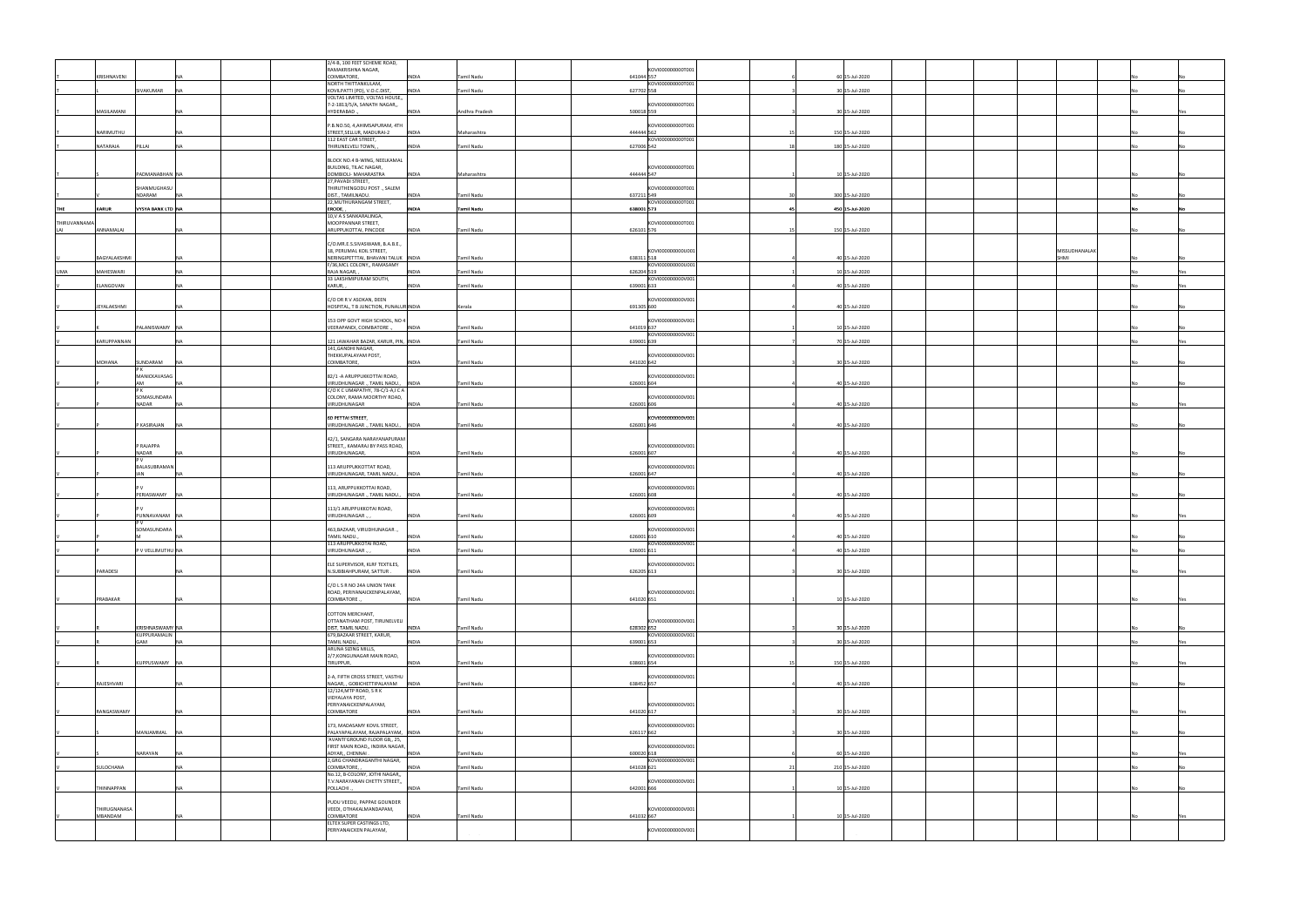| | | | | | | | | | | | | | | | | | | | | | | | | |
|---|---|---|---|---|---|---|---|---|---|---|---|---|---|---|---|---|---|---|---|---|---|---|---|---|
| T | KRISHNAVENI | | NA | | | | 2/4-B, 100 FEET SCHEME ROAD, RAMAKRISHNA NAGAR, COIMBATORE, | INDIA | Tamil Nadu | | 641044 | KOVI000000000T001557 | | | 6 | 60 | 15-Jul-2020 | | | | | | No | No |
| T | L | SIVAKUMAR | NA | | | | NORTH THITTANKULAM, KOVILPATTI (PO), V.O.C.DIST, | INDIA | Tamil Nadu | | 627702 | KOVI000000000T001558 | | | 3 | 30 | 15-Jul-2020 | | | | | | No | No |
| T | MASILAMANI | | NA | | | | VOLTAS LIMITED, VOLTAS HOUSE,, 7-2-1813/5/A, SANATH NAGAR,, HYDERABAD ., | INDIA | Andhra Pradesh | | 500018 | KOVI000000000T001559 | | | 3 | 30 | 15-Jul-2020 | | | | | | No | Yes |
| T | NARIMUTHU | | NA | | | | P.B.NO.50, 4,AHIMSAPURAM, 4TH STREET,SELLUR, MADURAI-2 | INDIA | Maharashtra | | 444444 | KOVI000000000T001562 | | | 15 | 150 | 15-Jul-2020 | | | | | | No | No |
| T | NATARAJA | PILLAI | NA | | | | 112 EAST CAR STREET, THIRUNELVELI TOWN, , | INDIA | Tamil Nadu | | 627006 | KOVI000000000T001542 | | | 18 | 180 | 15-Jul-2020 | | | | | | No | No |
| T | S | PADMANABHAN | NA | | | | BLOCK NO.4 B-WING, NEELKAMAL BUILDING, TILAC NAGAR, DOMBIOLI- MAHARASTRA | INDIA | Maharashtra | | 444444 | KOVI000000000T001547 | | | 1 | 10 | 15-Jul-2020 | | | | | | No | No |
| T | V | SHANMUGHASUNDARAM | NA | | | | 27,PAVADI STREET, THIRUTHENGODU POST ., SALEM DIST., TAMILNADU. | INDIA | Tamil Nadu | | 637211 | KOVI000000000T001549 | | | 30 | 300 | 15-Jul-2020 | | | | | | No | No |
| **THE** | **KARUR** | **VYSYA BANK LTD** | **NA** | | | | **22,MUTHURANGAM STREET, ERODE ,** | **INDIA** | **Tamil Nadu** | | **638001** | **KOVI000000000T001573** | | | **45** | **450** | **15-Jul-2020** | | | | | | **No** | **No** |
| THIRUVANNAMALAI | ANNAMALAI | | NA | | | | 10,V A S SANKARALINGA, MOOPPANNAR STREET, ARUPPUKOTTAI, PINCODE | INDIA | Tamil Nadu | | 626101 | KOVI000000000T001576 | | | 15 | 150 | 15-Jul-2020 | | | | | | No | No |
| U | BAGYALAKSHMI | | NA | | | | C/O.MR.E.S.SIVASWAMI, B.A.B.E., 18, PERUMAL KOIL STREET, NERINGIPETTAI, BHAVANI TALUK | INDIA | Tamil Nadu | | 638311 | KOVI000000000U001518 | | | 4 | 40 | 15-Jul-2020 | | | | MISSUDHANALAKSHMI | | No | No |
| UMA | MAHESWARI | | NA | | | | F/36,MCL COLONY,, RAMASAMY RAJA NAGAR, , | INDIA | Tamil Nadu | | 626204 | KOVI000000000U001519 | | | 1 | 10 | 15-Jul-2020 | | | | | | No | Yes |
| V | ELANGOVAN | | NA | | | | 33 LAKSHMIPURAM SOUTH, KARUR, , | INDIA | Tamil Nadu | | 639001 | KOVI000000000V001633 | | | 4 | 40 | 15-Jul-2020 | | | | | | No | Yes |
| V | JEYALAKSHMI | | NA | | | | C/O DR R V ASOKAN, DEEN HOSPITAL, T B JUNCTION, PUNALUR | INDIA | Kerala | | 691305 | KOVI000000000V001600 | | | 4 | 40 | 15-Jul-2020 | | | | | | No | No |
| V | K | PALANISWAMY | NA | | | | 153 OPP GOVT HIGH SCHOOL, NO 4 VEERAPANDI, COIMBATORE ., | INDIA | Tamil Nadu | | 641019 | KOVI000000000V001637 | | | 1 | 10 | 15-Jul-2020 | | | | | | No | No |
| V | KARUPPANNAN | | NA | | | | 121 JAWAHAR BAZAR, KARUR, PIN, | INDIA | Tamil Nadu | | 639001 | KOVI000000000V001639 | | | 7 | 70 | 15-Jul-2020 | | | | | | No | Yes |
| V | MOHANA | SUNDARAM | NA | | | | 141,GANDHI NAGAR, THEKKUPALAYAM POST, COIMBATORE, | INDIA | Tamil Nadu | | 641020 | KOVI000000000V001642 | | | 3 | 30 | 15-Jul-2020 | | | | | | No | No |
| V | P | P K MANICKAVASAGAM | NA | | | | 82/1 -A ARUPPUKKOTTAI ROAD, VIRUDHUNAGAR ., TAMIL NADU., | INDIA | Tamil Nadu | | 626001 | KOVI000000000V001604 | | | 4 | 40 | 15-Jul-2020 | | | | | | No | No |
| V | P | P K SOMASUNDARA NADAR | NA | | | | C/O K C UMAPATHY, 78-C/1-A J C A COLONY, RAMA MOORTHY ROAD, VIRUDHUNAGAR | INDIA | Tamil Nadu | | 626001 | KOVI000000000V001606 | | | 4 | 40 | 15-Jul-2020 | | | | | | No | Yes |
| V | P | P KASIRAJAN | NA | | | | 60 PETTAI STREET, VIRUDHUNAGAR ., TAMIL NADU., | INDIA | Tamil Nadu | | 626001 | KOVI000000000V001646 | | | 4 | 40 | 15-Jul-2020 | | | | | | No | No |
| V | P | P RAJAPPA NADAR | NA | | | | 42/1, SANGARA NARAYANAPURAM STREET,, KAMARAJ BY PASS ROAD, VIRUDHUNAGAR, | INDIA | Tamil Nadu | | 626001 | KOVI000000000V001607 | | | 4 | 40 | 15-Jul-2020 | | | | | | No | No |
| V | P | P V BALASUBRAMANIAN | NA | | | | 113 ARUPPUKOTTAT ROAD, VIRUDHUNAGAR, TAMIL NADU., | INDIA | Tamil Nadu | | 626001 | KOVI000000000V001647 | | | 4 | 40 | 15-Jul-2020 | | | | | | No | No |
| V | P | P V PERIASWAMY | NA | | | | 113, ARUPPUKKOTTAI ROAD, VIRUDHUNAGAR ., TAMIL NADU., | INDIA | Tamil Nadu | | 626001 | KOVI000000000V001608 | | | 4 | 40 | 15-Jul-2020 | | | | | | No | No |
| V | P | P V PUNNAVANAM | NA | | | | 113/1 ARUPPUKKOTAI ROAD, VIRUDHUNAGAR ., , | INDIA | Tamil Nadu | | 626001 | KOVI000000000V001609 | | | 4 | 40 | 15-Jul-2020 | | | | | | No | Yes |
| V | P | P V SOMASUNDARAM | NA | | | | 463,BAZAAR, VIRUDHUNAGAR ., TAMIL NADU., | INDIA | Tamil Nadu | | 626001 | KOVI000000000V001610 | | | 4 | 40 | 15-Jul-2020 | | | | | | No | No |
| V | P | P V VELLIMUTHU | NA | | | | 113 ARUPPUKKOTAI ROAD, VIRUDHUNAGAR ., , | INDIA | Tamil Nadu | | 626001 | KOVI000000000V001611 | | | 4 | 40 | 15-Jul-2020 | | | | | | No | No |
| V | PARADESI | | NA | | | | ELE SUPERVISOR, KLRF TEXTILES, N.SUBBIAHPURAM, SATTUR . | INDIA | Tamil Nadu | | 626205 | KOVI000000000V001613 | | | 3 | 30 | 15-Jul-2020 | | | | | | No | Yes |
| V | PRABAKAR | | NA | | | | C/O L S R NO 244 UNION TANK ROAD, PERIYANAICKENPALAYAM, COIMBATORE ., | INDIA | Tamil Nadu | | 641020 | KOVI000000000V001651 | | | 1 | 10 | 15-Jul-2020 | | | | | | No | Yes |
| V | R | KRISHNASWAMY | NA | | | | COTTON MERCHANT, OTTANATHAM POST, TIRUNELVELI DIST, TAMIL NADU. | INDIA | Tamil Nadu | | 628302 | KOVI000000000V001652 | | | 3 | 30 | 15-Jul-2020 | | | | | | No | No |
| V | R | KUPPURAMALINGAM | NA | | | | 679,BAZAAR STREET, KARUR, TAMIL NADU., | INDIA | Tamil Nadu | | 639001 | KOVI000000000V001653 | | | 3 | 30 | 15-Jul-2020 | | | | | | No | Yes |
| V | R | KUPPUSWAMY | NA | | | | ARUNA SIZING MILLS, 2/7,KONGUNAGAR MAIN ROAD, TIRUPPUR, | INDIA | Tamil Nadu | | 638601 | KOVI000000000V001654 | | | 15 | 150 | 15-Jul-2020 | | | | | | No | Yes |
| V | RAJESHVARI | | NA | | | | 2-A, FIFTH CROSS STREET, VASTHU NAGAR, , GOBICHETTIPALAYAM | INDIA | Tamil Nadu | | 638452 | KOVI000000000V001657 | | | 4 | 40 | 15-Jul-2020 | | | | | | No | No |
| V | RANGASWAMY | | NA | | | | 12/124,MTP ROAD, S R K VIDYALAYA POST, PERIYANAICKENPALAYAM, COIMBATORE | INDIA | Tamil Nadu | | 641020 | KOVI000000000V001617 | | | 3 | 30 | 15-Jul-2020 | | | | | | No | Yes |
| V | S | MANJAMMAL | NA | | | | 173, MADASAMY KOVIL STREET, PALAYAPALAYAM, RAJAPALAYAM, | INDIA | Tamil Nadu | | 626117 | KOVI000000000V001662 | | | 3 | 30 | 15-Jul-2020 | | | | | | No | No |
| V | S | NARAYAN | NA | | | | 'AVANTI'GROUND FLOOR GB,, 25, FIRST MAIN ROAD,, INDIRA NAGAR, ADYAR,, CHENNAI . | INDIA | Tamil Nadu | | 600020 | KOVI000000000V001618 | | | 6 | 60 | 15-Jul-2020 | | | | | | No | Yes |
| V | SULOCHANA | | NA | | | | 2,GRG CHANDRAGANTHI NAGAR, COIMBATORE, , | INDIA | Tamil Nadu | | 641028 | KOVI000000000V001621 | | | 21 | 210 | 15-Jul-2020 | | | | | | No | No |
| V | THINNAPPAN | | NA | | | | No.12, B-COLONY, JOTHI NAGAR,, T.V.NARAYANAN CHETTY STREET,, POLLACHI ., | INDIA | Tamil Nadu | | 642001 | KOVI000000000V001666 | | | 1 | 10 | 15-Jul-2020 | | | | | | No | No |
| V | THIRUGNANASAMBANDAM | | NA | | | | PUDU VEEDU, PAPPAE GOUNDER VEEDI, OTHAKALMANDAPAM, COIMBATORE | INDIA | Tamil Nadu | | 641032 | KOVI000000000V001667 | | | 1 | 10 | 15-Jul-2020 | | | | | | No | Yes |
| | | | | | | | ELTEX SUPER CASTINGS LTD, PERIYANAICKEN PALAYAM, | | | | | KOVI000000000V001 | | | | | | | | | | | | |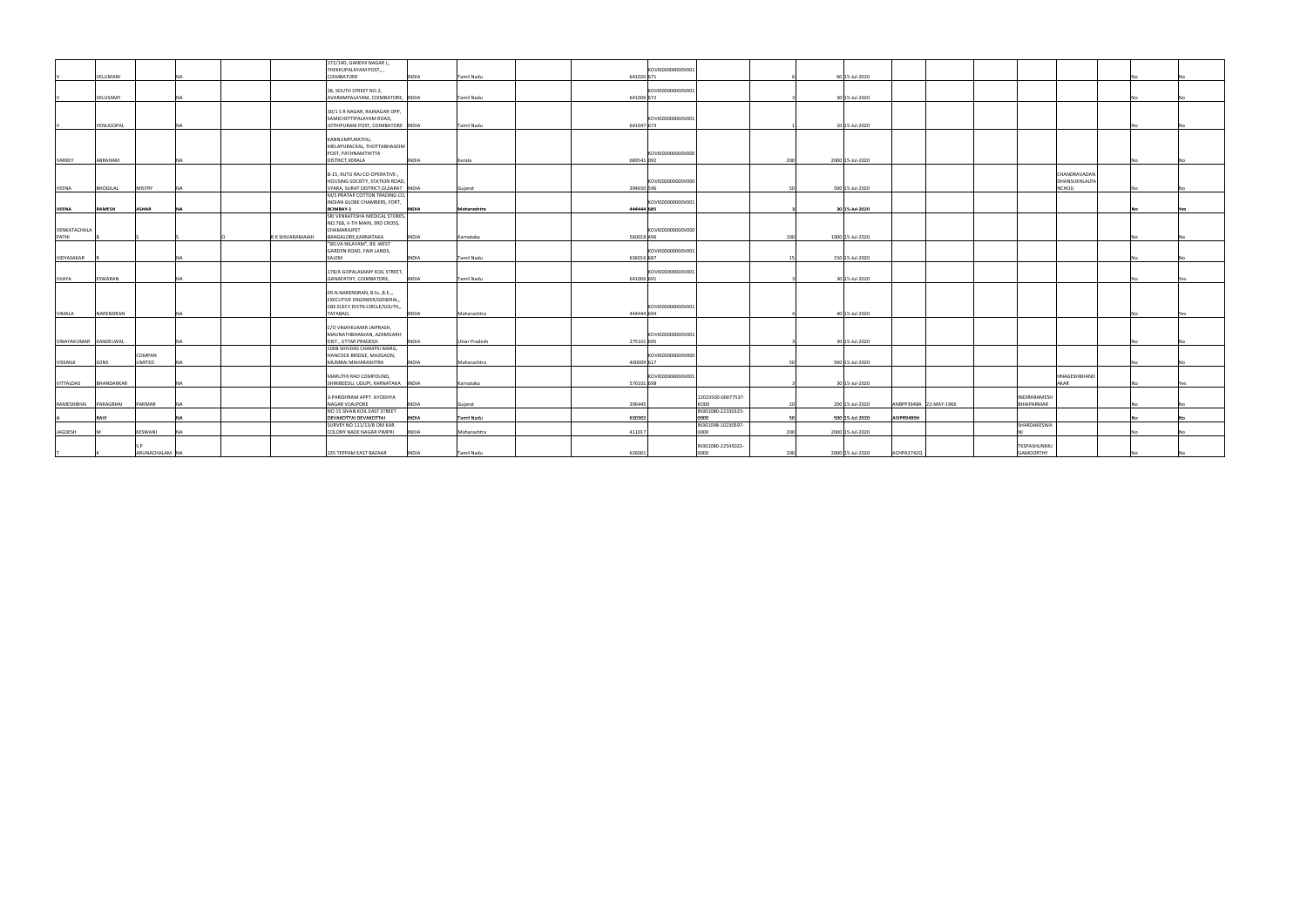| | | | | | | | | | | | | | | | | | | | | | | | | |
|---|---|---|---|---|---|---|---|---|---|---|---|---|---|---|---|---|---|---|---|---|---|---|---|---|
| V | VELUMANI | | NA | | | | 272/14D, GANDHI NAGAR I,, THEKKUPALAYAM POST,, , COIMBATORE | INDIA | Tamil Nadu | | 641020 | KOVI000000000V001671 | | 6 | 60 | 15-Jul-2020 | | | | | | | No | No |
| V | VELUSAMY | | NA | | | | 28, SOUTH STREET NO.2, AVARAMPALAYAM, COIMBATORE, | INDIA | Tamil Nadu | | 641006 | KOVI000000000V001672 | | 3 | 30 | 15-Jul-2020 | | | | | | | No | No |
| V | VENUGOPAL | | NA | | | | 30/1 S R NAGAR, RAJNAGAR OPP, SAMICHETTIPALAYAM ROAD, JOTHIPURAM POST, COIMBATORE | INDIA | Tamil Nadu | | 641047 | KOVI000000000V001673 | | 1 | 10 | 15-Jul-2020 | | | | | | | No | No |
| VARKEY | ABRAHAM | | NA | | | | KANNUMPURATHU, MELAPURACKAL, THOTTABHAGOM POST, PATHNAMTHITTA DISTRICT,KERALA | INDIA | Kerala | | 689541 | KOVI000000000V000092 | | 200 | 2000 | 15-Jul-2020 | | | | | | | No | No |
| VEENA | BHOGILAL | MISTRY | NA | | | | B-15, RUTU RAJ CO-OPERATIVE-, HOUSING SOCIETY, STATION ROAD, VYARA, SURAT DISTRICT,GUJARAT | INDIA | Gujarat | | 394650 | KOVI000000000V000596 | | 50 | 500 | 15-Jul-2020 | | | | | CHANDRAVADAN DHANSUKHLALPANCHOLI | | No | No |
| **VEENA** | **RAMESH** | **ASHAR** | **NA** | | | | M/S PRATAP COTTON TRADING CO, INDIAN GLOBE CHAMBERS, FORT, **BOMBAY-1** | **INDIA** | **Maharashtra** | | **444444** | **KOVI000000000V001685** | | **3** | **30** | **15-Jul-2020** | | | | | | | **No** | **Yes** |
| VENKATACHALA PATHI | R | S | S | | O | B K SHIVARAMAIAH | SRI VENKATESHA MEDICAL STORES, NO.768, V-TH MAIN, 3RD CROSS, CHAMARAJPET BANGALORE,KARNATAKA | INDIA | Karnataka | | 560018 | KOVI000000000V000496 | | 100 | 1000 | 15-Jul-2020 | | | | | | | No | No |
| VIDYASAKAR | R | | NA | | | | "SELVA NILAYAM", 89, WEST GARDEN ROAD, FAIR LANDS, SALEM | INDIA | Tamil Nadu | | 636016 | KOVI000000000V001687 | | 15 | 150 | 15-Jul-2020 | | | | | | | No | No |
| VIJAYA | ESWARAN | | NA | | | | 178/A GOPALASAMY KOIL STREET, GANAPATHY, COIMBATORE, | INDIA | Tamil Nadu | | 641006 | KOVI000000000V001691 | | 3 | 30 | 15-Jul-2020 | | | | | | | No | Yes |
| VIMALA | NARENDRAN | | NA | | | | ER.N.NARENDRAN, B.Sc.,B.E.,, EXECUTIVE ENGINEER/GENERAL,, CBE.ELECY.DISTN.CIRCLE/SOUTH,, TATABAD, | INDIA | Maharashtra | | 444444 | KOVI000000000V001694 | | 4 | 40 | 15-Jul-2020 | | | | | | | No | Yes |
| VINAYAKUMAR | KANDELWAL | | NA | | | | C/O VINAYKUMAR JAIPRASH, MAUNATHBHANJAN, AZAMGARH DIST., UTTAR PRADESH. | INDIA | Uttar Pradesh | | 275101 | KOVI000000000V001695 | | 3 | 30 | 15-Jul-2020 | | | | | | | No | No |
| VISSANJI | SONS | COMPAN LIMITED | NA | | | | 1008 SHIVDAS CHAMPSI MARG, HANCOCK BRIDGE, MAZGAON, MUMBAI MAHARASHTRA | INDIA | Maharashtra | | 400009 | KOVI000000000V000617 | | 50 | 500 | 15-Jul-2020 | | | | | | | No | No |
| VITTALDAS | BHANDARKAR | | NA | | | | MARUTHI RAO COMPOUND, SHIRIBEEDU, UDUPI, KARNATAKA | INDIA | Karnataka | | 576101 | KOVI000000000V001698 | | 3 | 30 | 15-Jul-2020 | | | | | HNAGESHBHANDAKAR | | No | Yes |
| RAMESHBHAI | PARAGBHAI | PARMAR | NA | | | | 3-PARISHRAM APPT. AYODHYA NAGAR VIJALPORE | INDIA | Gujarat | | 396445 | | 12023500-00077537-KO00 | 20 | 200 | 15-Jul-2020 | ANBPP3948A | 22-MAY-1966 | | INDIRARAMESH BHAIPARMAR | | | No | No |
| **A** | **RAVI** | | **NA** | | | | NO 15 SIVAN KOIL EAST STREET **DEVAKOTTAI DEVAKOTTAI** | **INDIA** | **Tamil Nadu** | | **630302** | | IN301080-22330323-**0000** | **50** | **500** | **15-Jul-2020** | **AIXPR9489H** | | | | | | **No** | **No** |
| JAGDESH | M | KESWANI | NA | | | | SURVEY NO 111/13/B OM KAR COLONY NADE NAGAR PIMPRI | INDIA | Maharashtra | | 411017 | | IN301098-10230597-0000 | 200 | 2000 | 15-Jul-2020 | | | | SHARDAKESWANI | | | No | No |
| T | K | S P ARUNACHALAM | NA | | | | 235 TEPPAM EAST BAZAAR | INDIA | Tamil Nadu | | 626001 | | IN301080-22545022-0000 | 200 | 2000 | 15-Jul-2020 | ACHPA3742Q | | | TKSPASHUNMUGAMOORTHY | | | No | No |